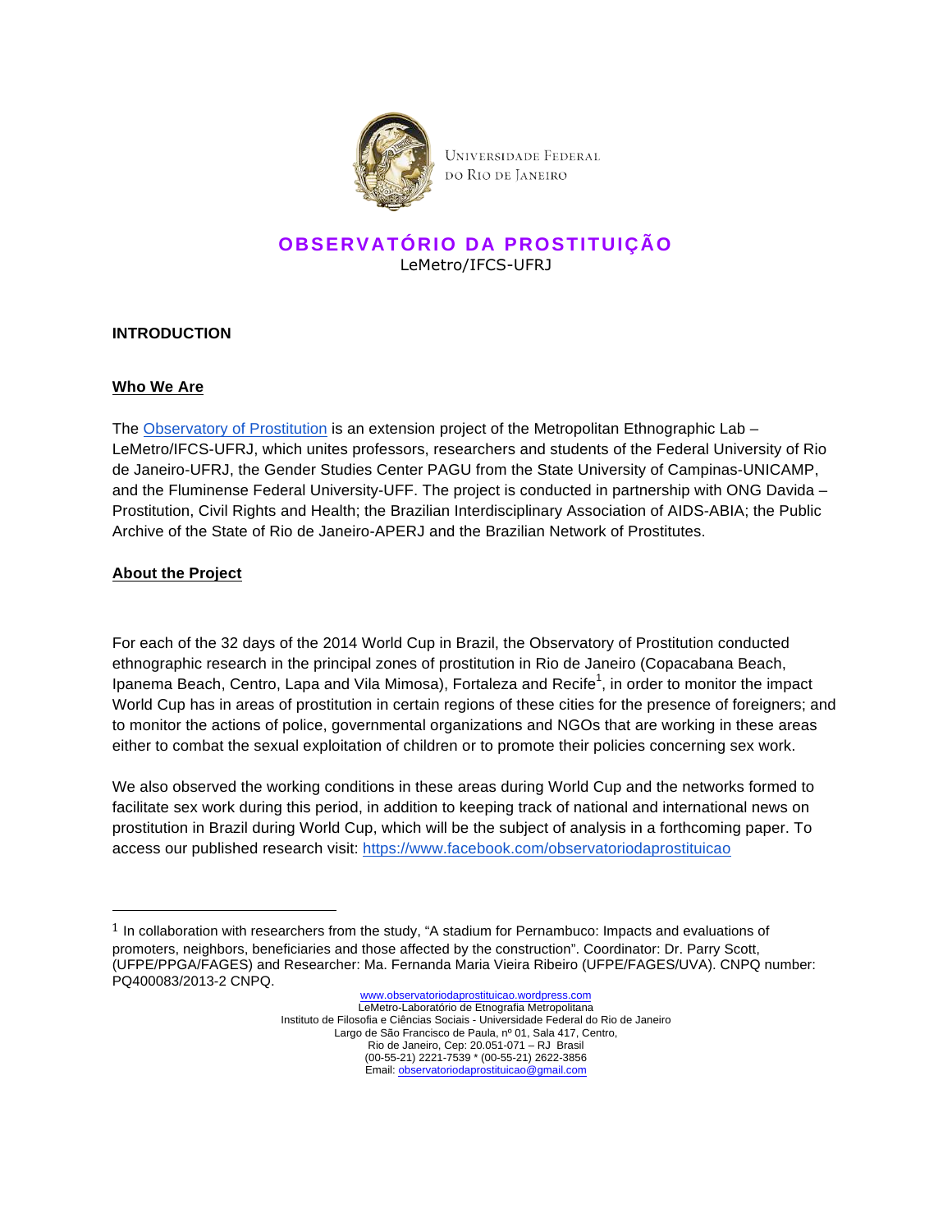Universidade Federal do Rio de Janeiro

# OBSERVATÓRIO DA PROSTITUIÇÃO

LeMetro/IFCS-UFRJ

## INTRODUCTION

### Who We Are

The [Observatory of Prostitution](www.observatoriodaprostituicao.wordpress.com) is an extension project of the Metropolitan Ethnographic Lab – LeMetro/IFCS-UFRJ, which unites professors, researchers and students of the Federal University of Rio de Janeiro-UFRJ, the Gender Studies Center PAGU from the State University of Campinas-UNICAMP, and the Fluminense Federal University-UFF. The project is conducted in partnership with ONG Davida – Prostitution, Civil Rights and Health; the Brazilian Interdisciplinary Association of AIDS-ABIA; the Public Archive of the State of Rio de Janeiro-APERJ and the Brazilian Network of Prostitutes.

### About the Project

For each of the 32 days of the 2014 World Cup in Brazil, the Observatory of Prostitution conducted ethnographic research in the principal zones of prostitution in Rio de Janeiro (Copacabana Beach, Ipanema Beach, Centro, Lapa and Vila Mimosa), Fortaleza and Recife[1], in order to monitor the impact World Cup has in areas of prostitution in certain regions of these cities for the presence of foreigners; and to monitor the actions of police, governmental organizations and NGOs that are working in these areas either to combat the sexual exploitation of children or to promote their policies concerning sex work.

We also observed the working conditions in these areas during World Cup and the networks formed to facilitate sex work during this period, in addition to keeping track of national and international news on prostitution in Brazil during World Cup, which will be the subject of analysis in a forthcoming paper. To access our published research visit: https://www.facebook.com/observatoriodaprostituicao

---

[1] In collaboration with researchers from the study, "A stadium for Pernambuco: Impacts and evaluations of promoters, neighbors, beneficiaries and those affected by the construction". Coordinator: Dr. Parry Scott, (UFPE/PPGA/FAGES) and Researcher: Ma. Fernanda Maria Vieira Ribeiro (UFPE/FAGES/UVA). CNPQ number: PQ400083/2013-2 CNPQ.

www.observatoriodaprostituicao.wordpress.com
LeMetro-Laboratório de Etnografia Metropolitana
Instituto de Filosofia e Ciências Sociais - Universidade Federal do Rio de Janeiro
Largo de São Francisco de Paula, nº 01, Sala 417, Centro,
Rio de Janeiro, Cep: 20.051-071 – RJ Brasil
(00-55-21) 2221-7539 * (00-55-21) 2622-3856
Email: observatoriodaprostituicao@gmail.com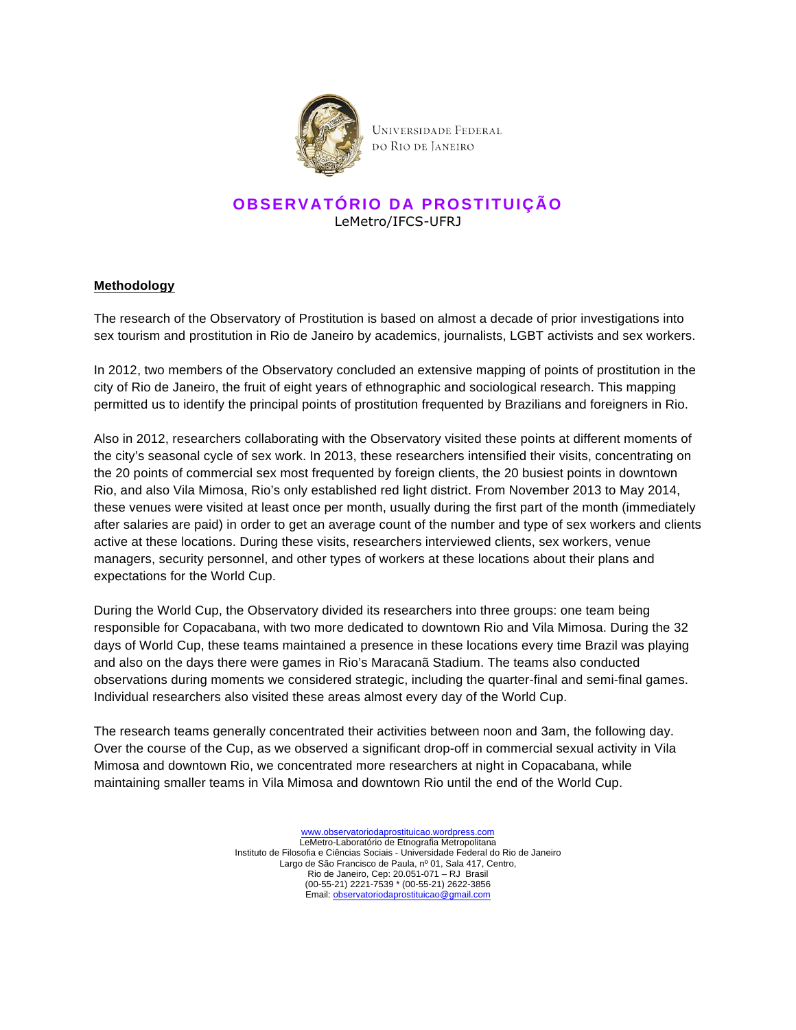## Methodology

The research of the Observatory of Prostitution is based on almost a decade of prior investigations into sex tourism and prostitution in Rio de Janeiro by academics, journalists, LGBT activists and sex workers.

In 2012, two members of the Observatory concluded an extensive mapping of points of prostitution in the city of Rio de Janeiro, the fruit of eight years of ethnographic and sociological research. This mapping permitted us to identify the principal points of prostitution frequented by Brazilians and foreigners in Rio.

Also in 2012, researchers collaborating with the Observatory visited these points at different moments of the city's seasonal cycle of sex work. In 2013, these researchers intensified their visits, concentrating on the 20 points of commercial sex most frequented by foreign clients, the 20 busiest points in downtown Rio, and also Vila Mimosa, Rio's only established red light district. From November 2013 to May 2014, these venues were visited at least once per month, usually during the first part of the month (immediately after salaries are paid) in order to get an average count of the number and type of sex workers and clients active at these locations. During these visits, researchers interviewed clients, sex workers, venue managers, security personnel, and other types of workers at these locations about their plans and expectations for the World Cup.

During the World Cup, the Observatory divided its researchers into three groups: one team being responsible for Copacabana, with two more dedicated to downtown Rio and Vila Mimosa. During the 32 days of World Cup, these teams maintained a presence in these locations every time Brazil was playing and also on the days there were games in Rio's Maracanã Stadium. The teams also conducted observations during moments we considered strategic, including the quarter-final and semi-final games. Individual researchers also visited these areas almost every day of the World Cup.

The research teams generally concentrated their activities between noon and 3am, the following day. Over the course of the Cup, as we observed a significant drop-off in commercial sexual activity in Vila Mimosa and downtown Rio, we concentrated more researchers at night in Copacabana, while maintaining smaller teams in Vila Mimosa and downtown Rio until the end of the World Cup.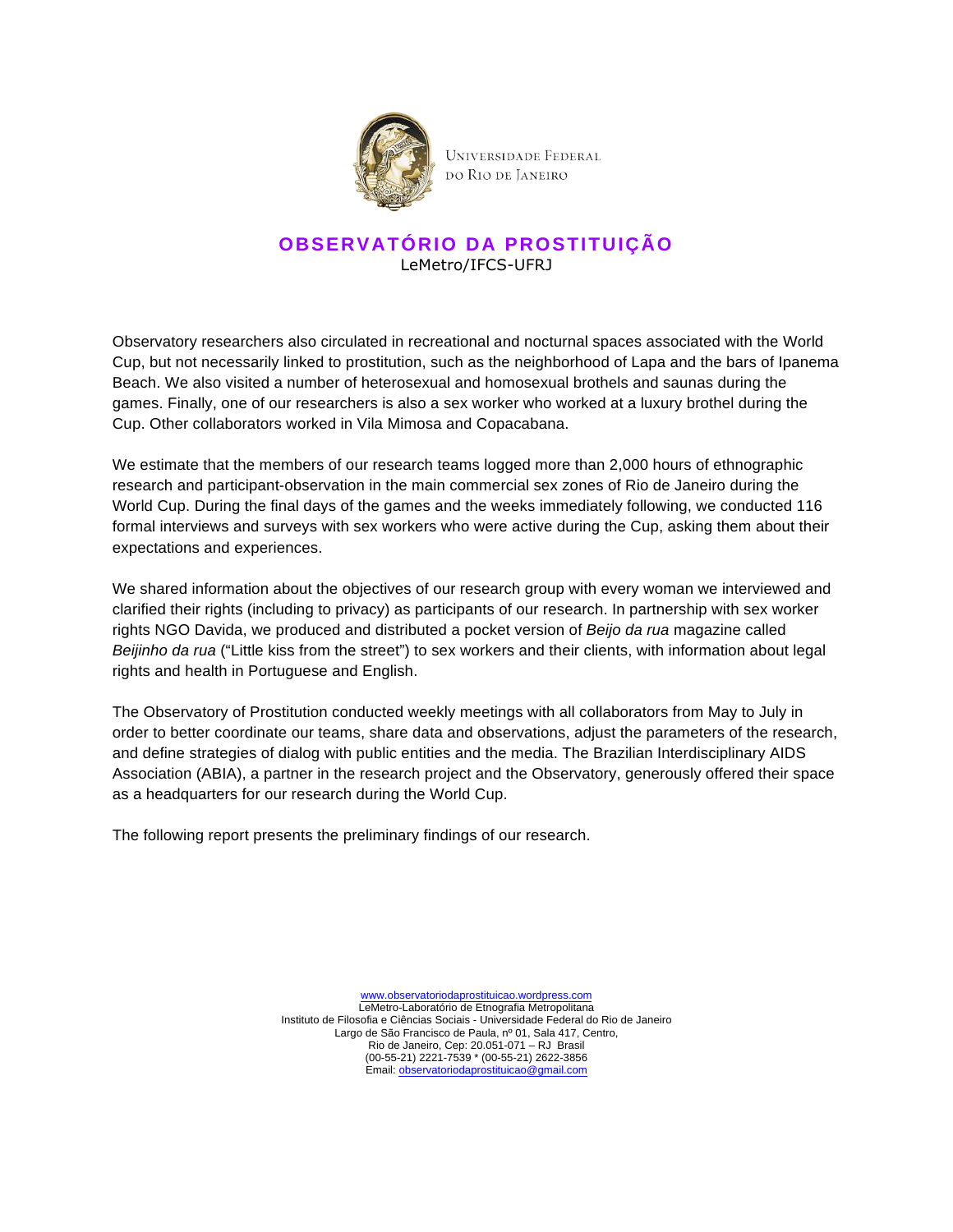Observatory researchers also circulated in recreational and nocturnal spaces associated with the World Cup, but not necessarily linked to prostitution, such as the neighborhood of Lapa and the bars of Ipanema Beach. We also visited a number of heterosexual and homosexual brothels and saunas during the games. Finally, one of our researchers is also a sex worker who worked at a luxury brothel during the Cup. Other collaborators worked in Vila Mimosa and Copacabana.

We estimate that the members of our research teams logged more than 2,000 hours of ethnographic research and participant-observation in the main commercial sex zones of Rio de Janeiro during the World Cup. During the final days of the games and the weeks immediately following, we conducted 116 formal interviews and surveys with sex workers who were active during the Cup, asking them about their expectations and experiences.

We shared information about the objectives of our research group with every woman we interviewed and clarified their rights (including to privacy) as participants of our research. In partnership with sex worker rights NGO Davida, we produced and distributed a pocket version of *Beijo da rua* magazine called *Beijinho da rua* ("Little kiss from the street") to sex workers and their clients, with information about legal rights and health in Portuguese and English.

The Observatory of Prostitution conducted weekly meetings with all collaborators from May to July in order to better coordinate our teams, share data and observations, adjust the parameters of the research, and define strategies of dialog with public entities and the media. The Brazilian Interdisciplinary AIDS Association (ABIA), a partner in the research project and the Observatory, generously offered their space as a headquarters for our research during the World Cup.

The following report presents the preliminary findings of our research.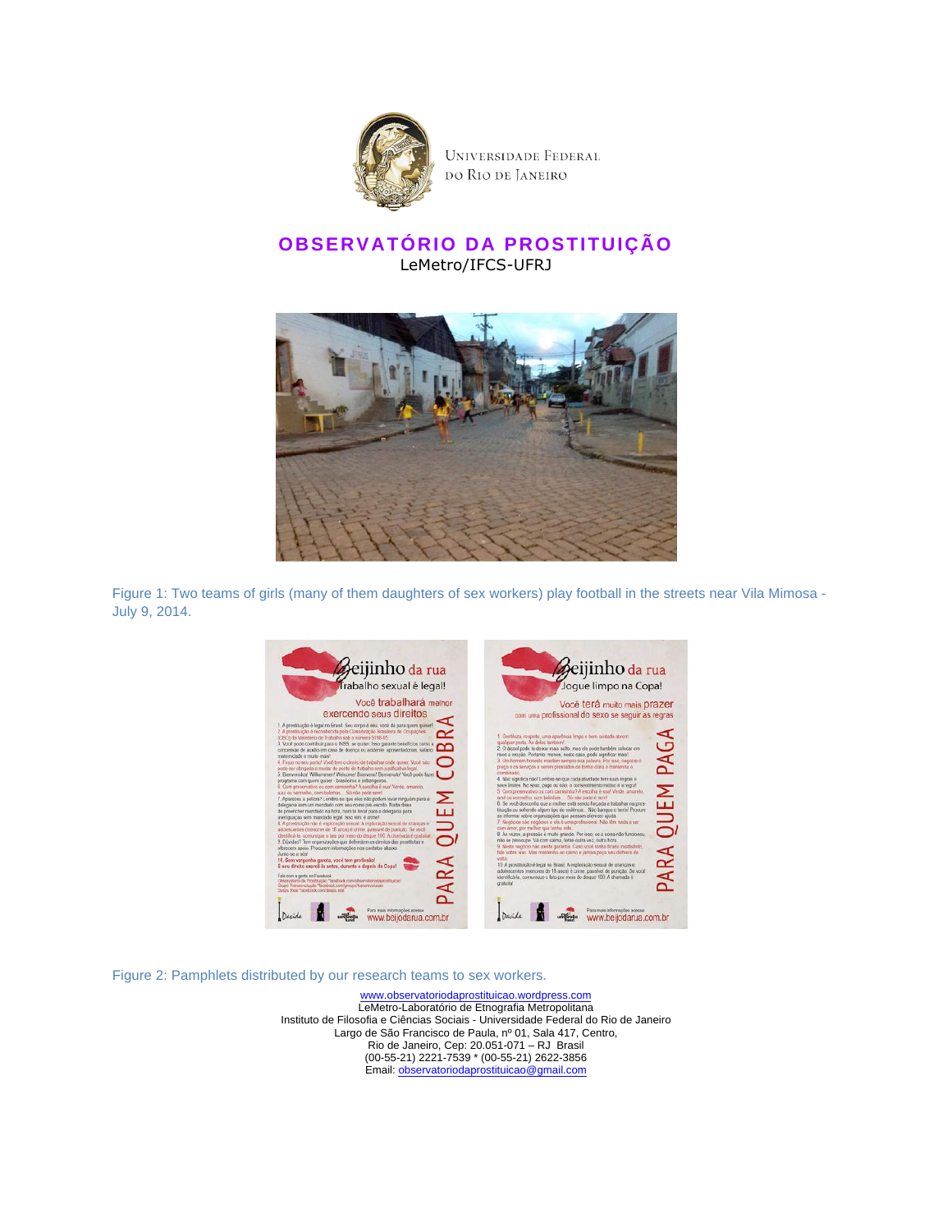UNIVERSIDADE FEDERAL DO RIO DE JANEIRO

# OBSERVATÓRIO DA PROSTITUIÇÃO

LeMetro/IFCS-UFRJ

Figure 1: Two teams of girls (many of them daughters of sex workers) play football in the streets near Vila Mimosa - July 9, 2014.

Figure 2: Pamphlets distributed by our research teams to sex workers.

www.observatoriodaprostituicao.wordpress.com
LeMetro-Laboratório de Etnografia Metropolitana
Instituto de Filosofia e Ciências Sociais - Universidade Federal do Rio de Janeiro
Largo de São Francisco de Paula, nº 01, Sala 417, Centro,
Rio de Janeiro, Cep: 20.051-071 – RJ Brasil
(00-55-21) 2221-7539 * (00-55-21) 2622-3856
Email: observatoriodaprostituicao@gmail.com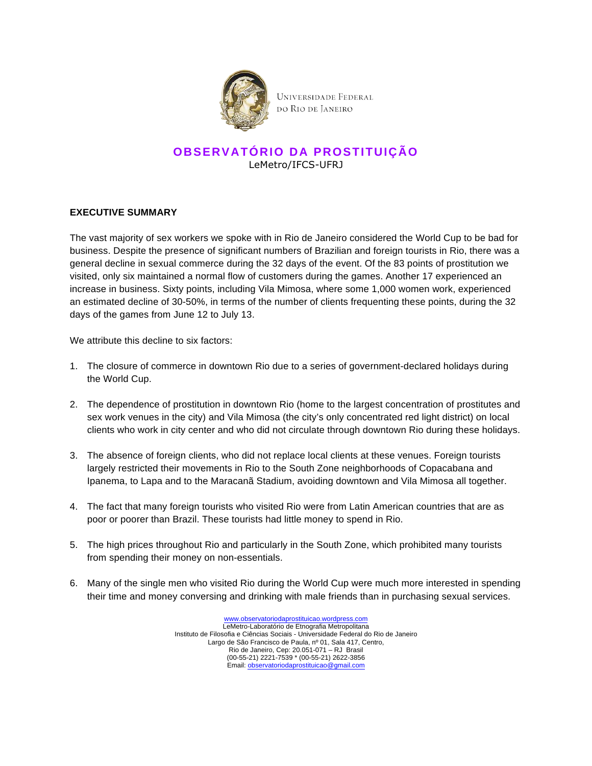Universidade Federal do Rio de Janeiro

# OBSERVATÓRIO DA PROSTITUIÇÃO

LeMetro/IFCS-UFRJ

## EXECUTIVE SUMMARY

The vast majority of sex workers we spoke with in Rio de Janeiro considered the World Cup to be bad for business. Despite the presence of significant numbers of Brazilian and foreign tourists in Rio, there was a general decline in sexual commerce during the 32 days of the event. Of the 83 points of prostitution we visited, only six maintained a normal flow of customers during the games. Another 17 experienced an increase in business. Sixty points, including Vila Mimosa, where some 1,000 women work, experienced an estimated decline of 30-50%, in terms of the number of clients frequenting these points, during the 32 days of the games from June 12 to July 13.

We attribute this decline to six factors:

1. The closure of commerce in downtown Rio due to a series of government-declared holidays during the World Cup.

2. The dependence of prostitution in downtown Rio (home to the largest concentration of prostitutes and sex work venues in the city) and Vila Mimosa (the city's only concentrated red light district) on local clients who work in city center and who did not circulate through downtown Rio during these holidays.

3. The absence of foreign clients, who did not replace local clients at these venues. Foreign tourists largely restricted their movements in Rio to the South Zone neighborhoods of Copacabana and Ipanema, to Lapa and to the Maracanã Stadium, avoiding downtown and Vila Mimosa all together.

4. The fact that many foreign tourists who visited Rio were from Latin American countries that are as poor or poorer than Brazil. These tourists had little money to spend in Rio.

5. The high prices throughout Rio and particularly in the South Zone, which prohibited many tourists from spending their money on non-essentials.

6. Many of the single men who visited Rio during the World Cup were much more interested in spending their time and money conversing and drinking with male friends than in purchasing sexual services.

www.observatoriodaprostituicao.wordpress.com
LeMetro-Laboratório de Etnografia Metropolitana
Instituto de Filosofia e Ciências Sociais - Universidade Federal do Rio de Janeiro
Largo de São Francisco de Paula, nº 01, Sala 417, Centro,
Rio de Janeiro, Cep: 20.051-071 – RJ Brasil
(00-55-21) 2221-7539 * (00-55-21) 2622-3856
Email: observatoriodaprostituicao@gmail.com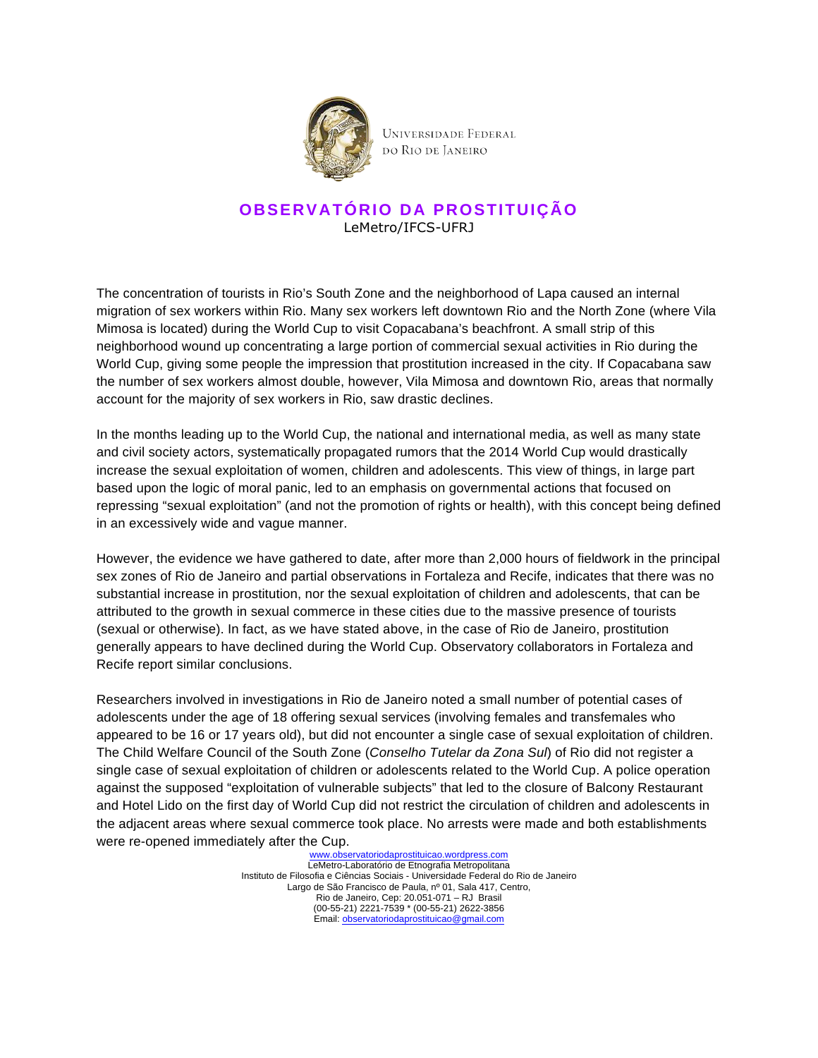The concentration of tourists in Rio's South Zone and the neighborhood of Lapa caused an internal migration of sex workers within Rio. Many sex workers left downtown Rio and the North Zone (where Vila Mimosa is located) during the World Cup to visit Copacabana's beachfront. A small strip of this neighborhood wound up concentrating a large portion of commercial sexual activities in Rio during the World Cup, giving some people the impression that prostitution increased in the city. If Copacabana saw the number of sex workers almost double, however, Vila Mimosa and downtown Rio, areas that normally account for the majority of sex workers in Rio, saw drastic declines.

In the months leading up to the World Cup, the national and international media, as well as many state and civil society actors, systematically propagated rumors that the 2014 World Cup would drastically increase the sexual exploitation of women, children and adolescents. This view of things, in large part based upon the logic of moral panic, led to an emphasis on governmental actions that focused on repressing "sexual exploitation" (and not the promotion of rights or health), with this concept being defined in an excessively wide and vague manner.

However, the evidence we have gathered to date, after more than 2,000 hours of fieldwork in the principal sex zones of Rio de Janeiro and partial observations in Fortaleza and Recife, indicates that there was no substantial increase in prostitution, nor the sexual exploitation of children and adolescents, that can be attributed to the growth in sexual commerce in these cities due to the massive presence of tourists (sexual or otherwise). In fact, as we have stated above, in the case of Rio de Janeiro, prostitution generally appears to have declined during the World Cup. Observatory collaborators in Fortaleza and Recife report similar conclusions.

Researchers involved in investigations in Rio de Janeiro noted a small number of potential cases of adolescents under the age of 18 offering sexual services (involving females and transfemales who appeared to be 16 or 17 years old), but did not encounter a single case of sexual exploitation of children. The Child Welfare Council of the South Zone (*Conselho Tutelar da Zona Sul*) of Rio did not register a single case of sexual exploitation of children or adolescents related to the World Cup. A police operation against the supposed "exploitation of vulnerable subjects" that led to the closure of Balcony Restaurant and Hotel Lido on the first day of World Cup did not restrict the circulation of children and adolescents in the adjacent areas where sexual commerce took place. No arrests were made and both establishments were re-opened immediately after the Cup.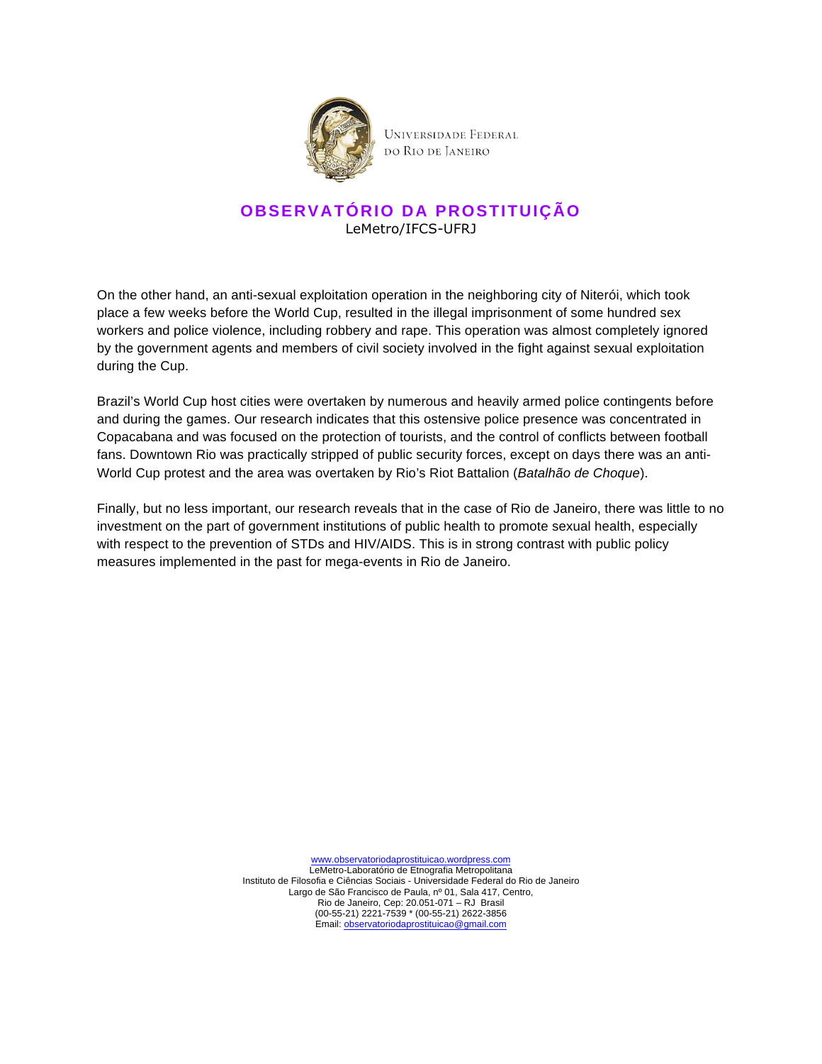On the other hand, an anti-sexual exploitation operation in the neighboring city of Niterói, which took place a few weeks before the World Cup, resulted in the illegal imprisonment of some hundred sex workers and police violence, including robbery and rape. This operation was almost completely ignored by the government agents and members of civil society involved in the fight against sexual exploitation during the Cup.

Brazil's World Cup host cities were overtaken by numerous and heavily armed police contingents before and during the games. Our research indicates that this ostensive police presence was concentrated in Copacabana and was focused on the protection of tourists, and the control of conflicts between football fans. Downtown Rio was practically stripped of public security forces, except on days there was an anti-World Cup protest and the area was overtaken by Rio's Riot Battalion (*Batalhão de Choque*).

Finally, but no less important, our research reveals that in the case of Rio de Janeiro, there was little to no investment on the part of government institutions of public health to promote sexual health, especially with respect to the prevention of STDs and HIV/AIDS. This is in strong contrast with public policy measures implemented in the past for mega-events in Rio de Janeiro.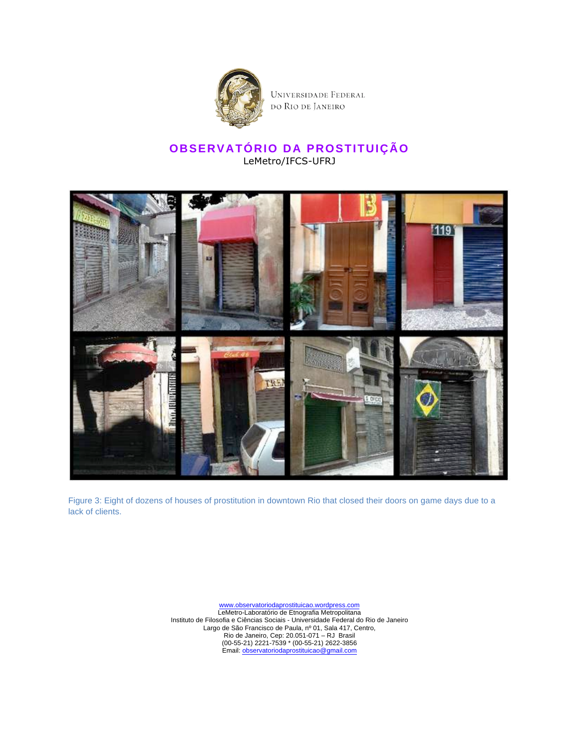Universidade Federal do Rio de Janeiro

**OBSERVATÓRIO DA PROSTITUIÇÃO**
LeMetro/IFCS-UFRJ

Figure 3: Eight of dozens of houses of prostitution in downtown Rio that closed their doors on game days due to a lack of clients.

www.observatoriodaprostituicao.wordpress.com
LeMetro-Laboratório de Etnografia Metropolitana
Instituto de Filosofia e Ciências Sociais - Universidade Federal do Rio de Janeiro
Largo de São Francisco de Paula, nº 01, Sala 417, Centro,
Rio de Janeiro, Cep: 20.051-071 – RJ Brasil
(00-55-21) 2221-7539 * (00-55-21) 2622-3856
Email: observatoriodaprostituicao@gmail.com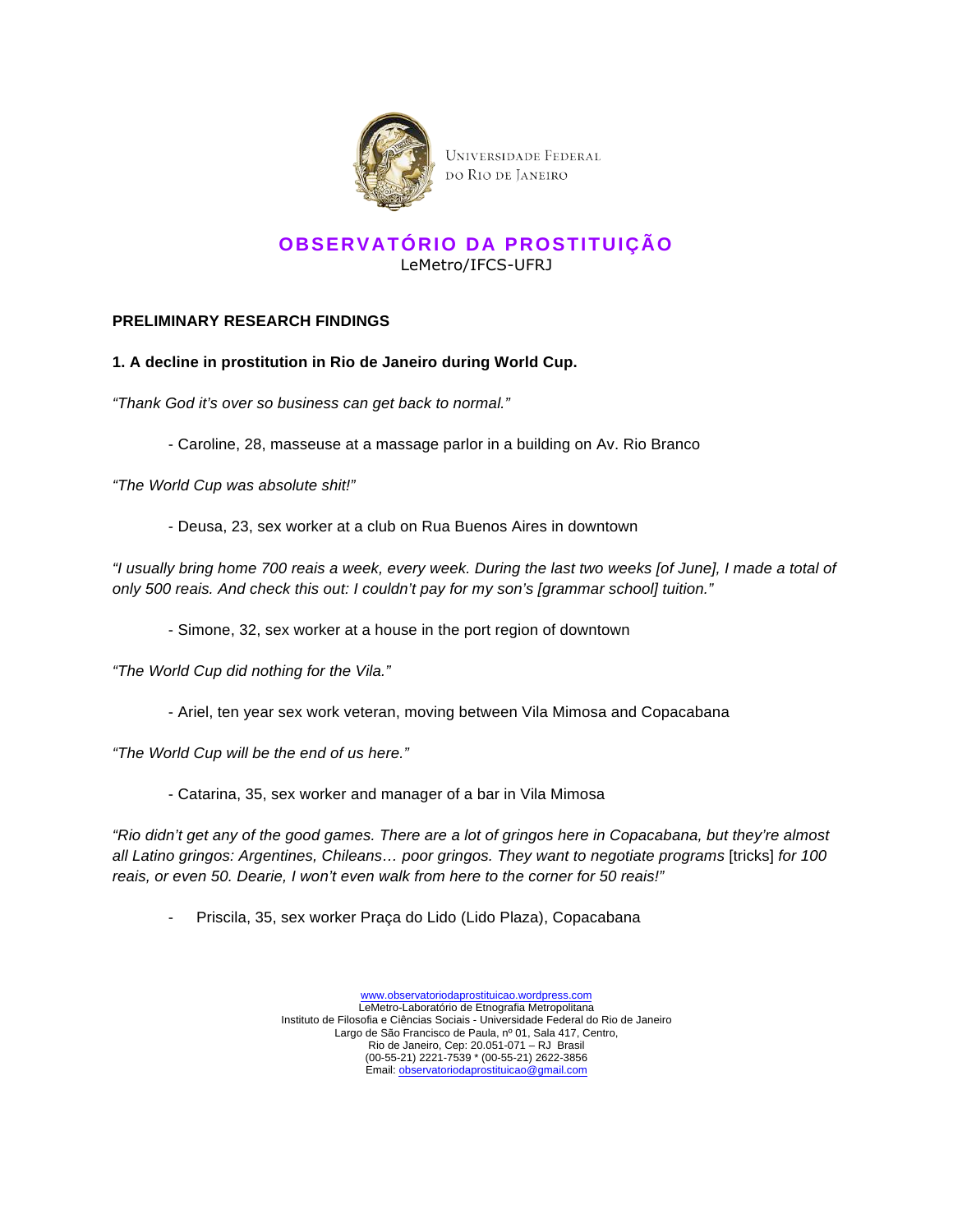Universidade Federal do Rio de Janeiro

# OBSERVATÓRIO DA PROSTITUIÇÃO

LeMetro/IFCS-UFRJ

## PRELIMINARY RESEARCH FINDINGS

### 1. A decline in prostitution in Rio de Janeiro during World Cup.

*"Thank God it's over so business can get back to normal."*

- Caroline, 28, masseuse at a massage parlor in a building on Av. Rio Branco

*"The World Cup was absolute shit!"*

- Deusa, 23, sex worker at a club on Rua Buenos Aires in downtown

*"I usually bring home 700 reais a week, every week. During the last two weeks [of June], I made a total of only 500 reais. And check this out: I couldn't pay for my son's [grammar school] tuition."*

- Simone, 32, sex worker at a house in the port region of downtown

*"The World Cup did nothing for the Vila."*

- Ariel, ten year sex work veteran, moving between Vila Mimosa and Copacabana

*"The World Cup will be the end of us here."*

- Catarina, 35, sex worker and manager of a bar in Vila Mimosa

*"Rio didn't get any of the good games. There are a lot of gringos here in Copacabana, but they're almost all Latino gringos: Argentines, Chileans… poor gringos. They want to negotiate programs* [tricks] *for 100 reais, or even 50. Dearie, I won't even walk from here to the corner for 50 reais!"*

- Priscila, 35, sex worker Praça do Lido (Lido Plaza), Copacabana

www.observatoriodaprostituicao.wordpress.com
LeMetro-Laboratório de Etnografia Metropolitana
Instituto de Filosofia e Ciências Sociais - Universidade Federal do Rio de Janeiro
Largo de São Francisco de Paula, nº 01, Sala 417, Centro,
Rio de Janeiro, Cep: 20.051-071 – RJ Brasil
(00-55-21) 2221-7539 * (00-55-21) 2622-3856
Email: observatoriodaprostituicao@gmail.com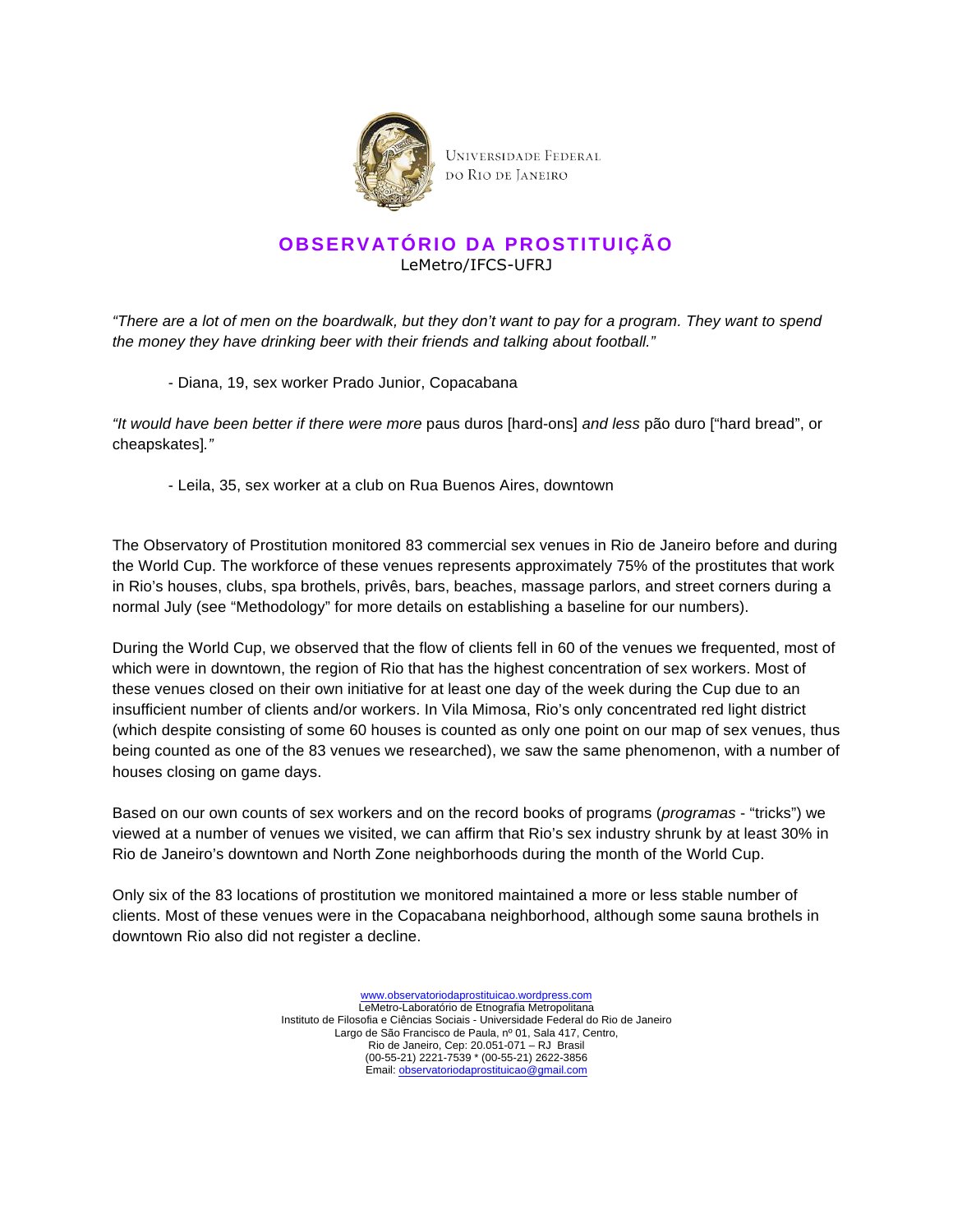Universidade Federal do Rio de Janeiro

# OBSERVATÓRIO DA PROSTITUIÇÃO

LeMetro/IFCS-UFRJ

*"There are a lot of men on the boardwalk, but they don't want to pay for a program. They want to spend the money they have drinking beer with their friends and talking about football."*

- Diana, 19, sex worker Prado Junior, Copacabana

*"It would have been better if there were more* paus duros [hard-ons] *and less* pão duro ["hard bread", or cheapskates]*."*

- Leila, 35, sex worker at a club on Rua Buenos Aires, downtown

The Observatory of Prostitution monitored 83 commercial sex venues in Rio de Janeiro before and during the World Cup. The workforce of these venues represents approximately 75% of the prostitutes that work in Rio's houses, clubs, spa brothels, privês, bars, beaches, massage parlors, and street corners during a normal July (see "Methodology" for more details on establishing a baseline for our numbers).

During the World Cup, we observed that the flow of clients fell in 60 of the venues we frequented, most of which were in downtown, the region of Rio that has the highest concentration of sex workers. Most of these venues closed on their own initiative for at least one day of the week during the Cup due to an insufficient number of clients and/or workers. In Vila Mimosa, Rio's only concentrated red light district (which despite consisting of some 60 houses is counted as only one point on our map of sex venues, thus being counted as one of the 83 venues we researched), we saw the same phenomenon, with a number of houses closing on game days.

Based on our own counts of sex workers and on the record books of programs (*programas* - "tricks") we viewed at a number of venues we visited, we can affirm that Rio's sex industry shrunk by at least 30% in Rio de Janeiro's downtown and North Zone neighborhoods during the month of the World Cup.

Only six of the 83 locations of prostitution we monitored maintained a more or less stable number of clients. Most of these venues were in the Copacabana neighborhood, although some sauna brothels in downtown Rio also did not register a decline.

www.observatoriodaprostituicao.wordpress.com
LeMetro-Laboratório de Etnografia Metropolitana
Instituto de Filosofia e Ciências Sociais - Universidade Federal do Rio de Janeiro
Largo de São Francisco de Paula, nº 01, Sala 417, Centro,
Rio de Janeiro, Cep: 20.051-071 – RJ Brasil
(00-55-21) 2221-7539 * (00-55-21) 2622-3856
Email: observatoriodaprostituicao@gmail.com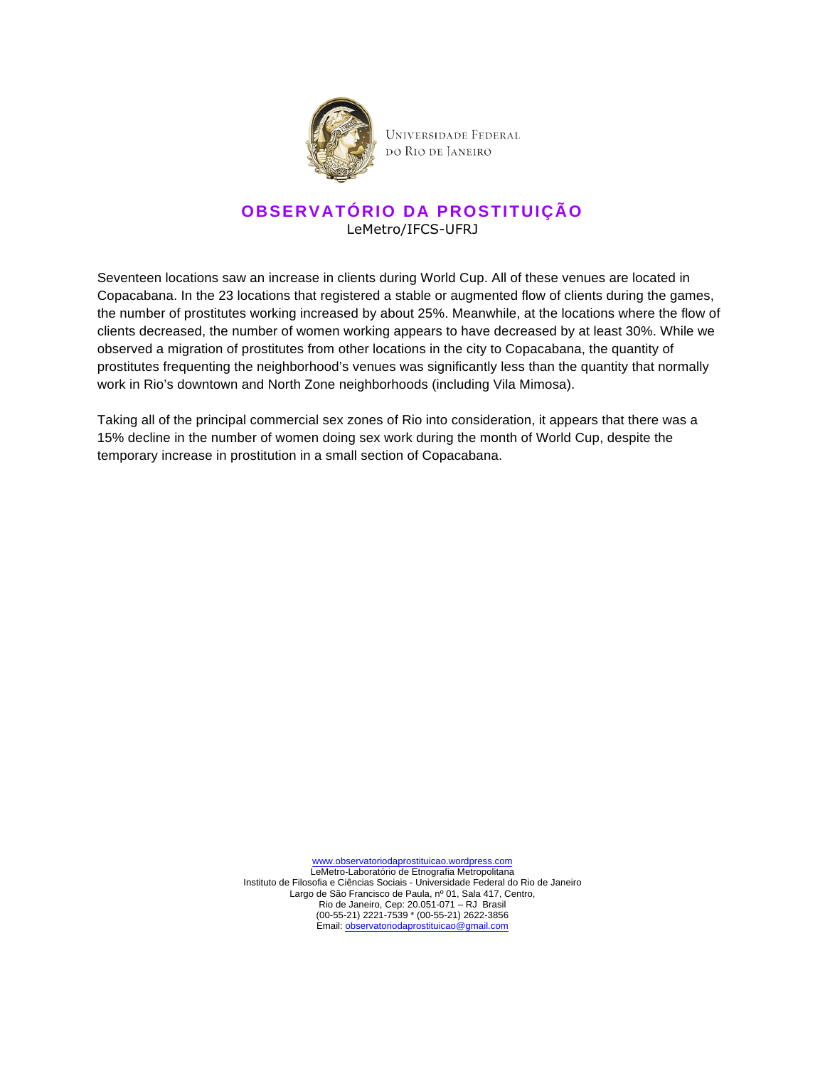Seventeen locations saw an increase in clients during World Cup. All of these venues are located in Copacabana. In the 23 locations that registered a stable or augmented flow of clients during the games, the number of prostitutes working increased by about 25%. Meanwhile, at the locations where the flow of clients decreased, the number of women working appears to have decreased by at least 30%. While we observed a migration of prostitutes from other locations in the city to Copacabana, the quantity of prostitutes frequenting the neighborhood's venues was significantly less than the quantity that normally work in Rio's downtown and North Zone neighborhoods (including Vila Mimosa).

Taking all of the principal commercial sex zones of Rio into consideration, it appears that there was a 15% decline in the number of women doing sex work during the month of World Cup, despite the temporary increase in prostitution in a small section of Copacabana.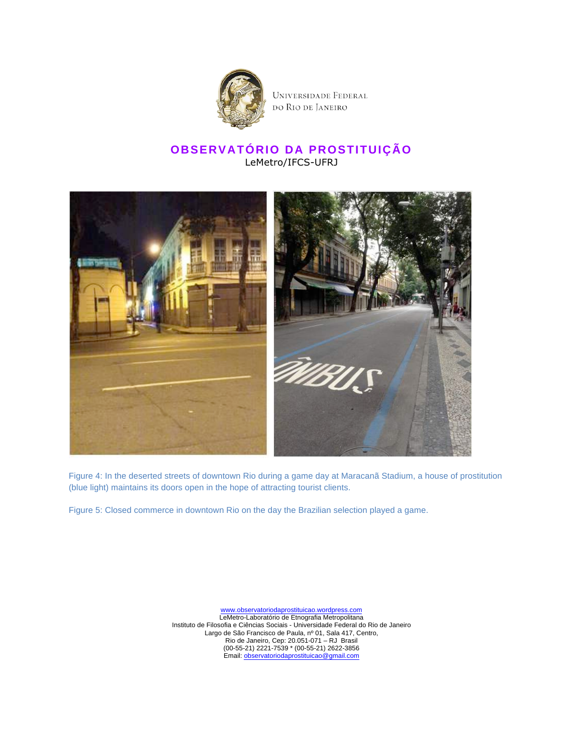Universidade Federal do Rio de Janeiro

# OBSERVATÓRIO DA PROSTITUIÇÃO

LeMetro/IFCS-UFRJ

Figure 4: In the deserted streets of downtown Rio during a game day at Maracanã Stadium, a house of prostitution (blue light) maintains its doors open in the hope of attracting tourist clients.

Figure 5: Closed commerce in downtown Rio on the day the Brazilian selection played a game.

www.observatoriodaprostituicao.wordpress.com
LeMetro-Laboratório de Etnografia Metropolitana
Instituto de Filosofia e Ciências Sociais - Universidade Federal do Rio de Janeiro
Largo de São Francisco de Paula, nº 01, Sala 417, Centro,
Rio de Janeiro, Cep: 20.051-071 – RJ Brasil
(00-55-21) 2221-7539 * (00-55-21) 2622-3856
Email: observatoriodaprostituicao@gmail.com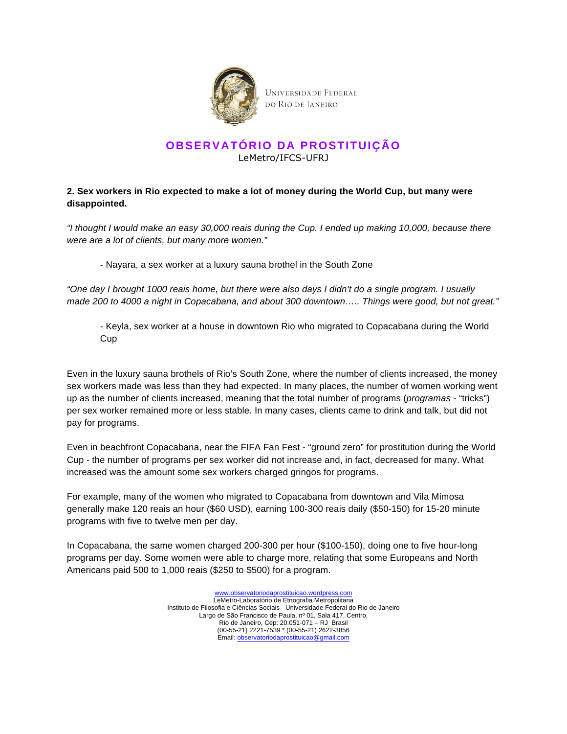**2. Sex workers in Rio expected to make a lot of money during the World Cup, but many were disappointed.**

*"I thought I would make an easy 30,000 reais during the Cup. I ended up making 10,000, because there were are a lot of clients, but many more women."*

- Nayara, a sex worker at a luxury sauna brothel in the South Zone

*"One day I brought 1000 reais home, but there were also days I didn't do a single program. I usually made 200 to 4000 a night in Copacabana, and about 300 downtown….. Things were good, but not great."*

- Keyla, sex worker at a house in downtown Rio who migrated to Copacabana during the World Cup

Even in the luxury sauna brothels of Rio's South Zone, where the number of clients increased, the money sex workers made was less than they had expected. In many places, the number of women working went up as the number of clients increased, meaning that the total number of programs (*programas* - "tricks") per sex worker remained more or less stable. In many cases, clients came to drink and talk, but did not pay for programs.

Even in beachfront Copacabana, near the FIFA Fan Fest - "ground zero" for prostitution during the World Cup - the number of programs per sex worker did not increase and, in fact, decreased for many. What increased was the amount some sex workers charged gringos for programs.

For example, many of the women who migrated to Copacabana from downtown and Vila Mimosa generally make 120 reais an hour ($60 USD), earning 100-300 reais daily ($50-150) for 15-20 minute programs with five to twelve men per day.

In Copacabana, the same women charged 200-300 per hour ($100-150), doing one to five hour-long programs per day. Some women were able to charge more, relating that some Europeans and North Americans paid 500 to 1,000 reais ($250 to $500) for a program.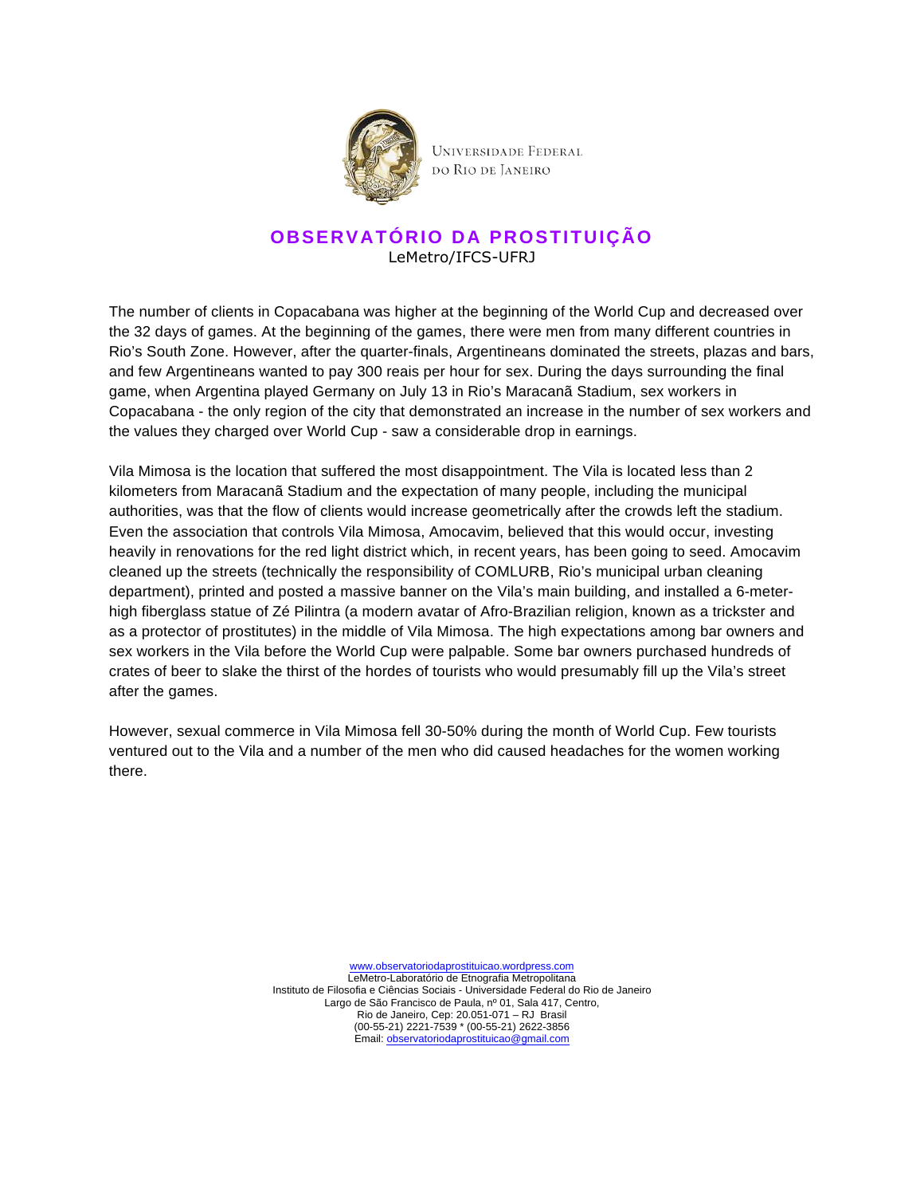The number of clients in Copacabana was higher at the beginning of the World Cup and decreased over the 32 days of games. At the beginning of the games, there were men from many different countries in Rio's South Zone. However, after the quarter-finals, Argentineans dominated the streets, plazas and bars, and few Argentineans wanted to pay 300 reais per hour for sex. During the days surrounding the final game, when Argentina played Germany on July 13 in Rio's Maracanã Stadium, sex workers in Copacabana - the only region of the city that demonstrated an increase in the number of sex workers and the values they charged over World Cup - saw a considerable drop in earnings.

Vila Mimosa is the location that suffered the most disappointment. The Vila is located less than 2 kilometers from Maracanã Stadium and the expectation of many people, including the municipal authorities, was that the flow of clients would increase geometrically after the crowds left the stadium. Even the association that controls Vila Mimosa, Amocavim, believed that this would occur, investing heavily in renovations for the red light district which, in recent years, has been going to seed. Amocavim cleaned up the streets (technically the responsibility of COMLURB, Rio's municipal urban cleaning department), printed and posted a massive banner on the Vila's main building, and installed a 6-meter-high fiberglass statue of Zé Pilintra (a modern avatar of Afro-Brazilian religion, known as a trickster and as a protector of prostitutes) in the middle of Vila Mimosa. The high expectations among bar owners and sex workers in the Vila before the World Cup were palpable. Some bar owners purchased hundreds of crates of beer to slake the thirst of the hordes of tourists who would presumably fill up the Vila's street after the games.

However, sexual commerce in Vila Mimosa fell 30-50% during the month of World Cup. Few tourists ventured out to the Vila and a number of the men who did caused headaches for the women working there.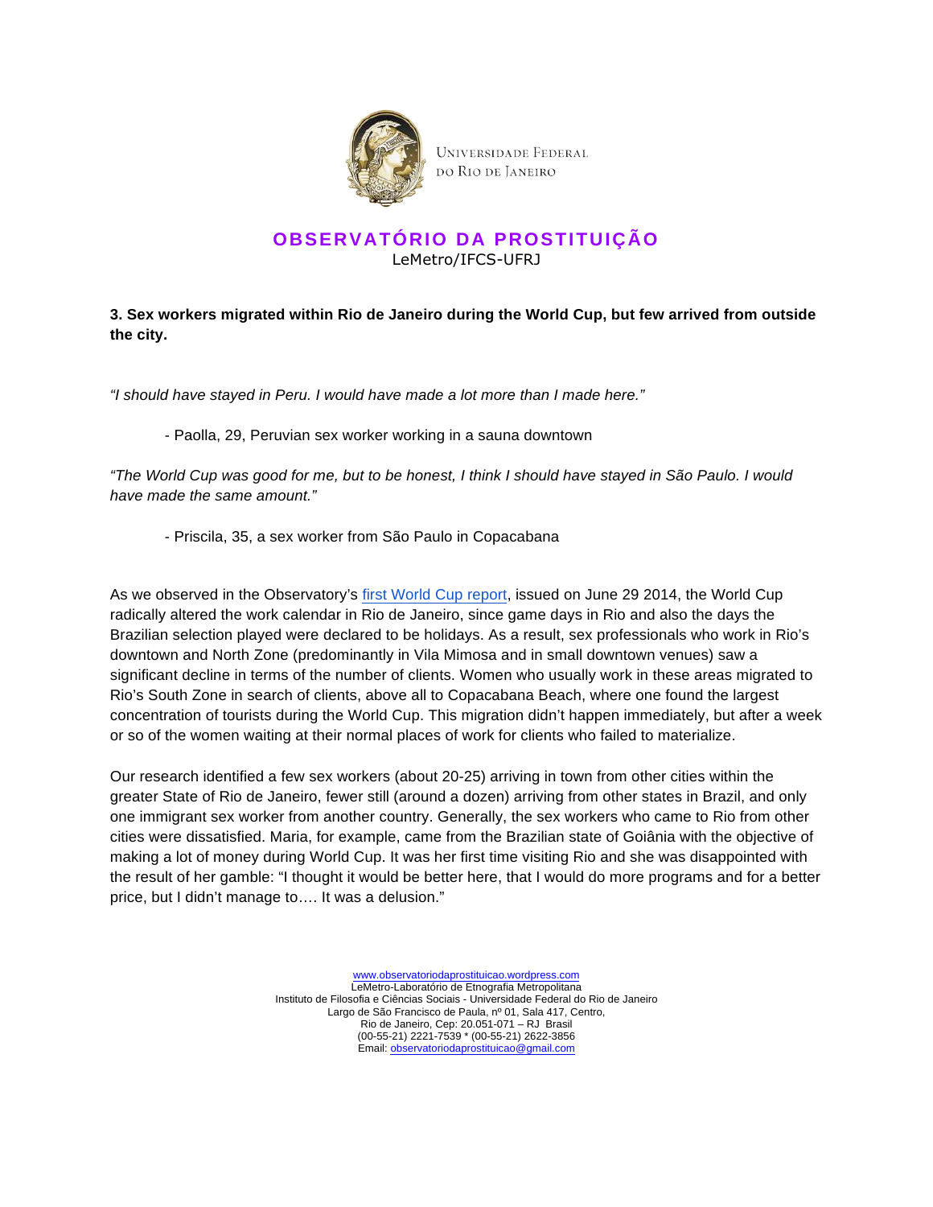**3. Sex workers migrated within Rio de Janeiro during the World Cup, but few arrived from outside the city.**

*"I should have stayed in Peru. I would have made a lot more than I made here."*

- Paolla, 29, Peruvian sex worker working in a sauna downtown

*"The World Cup was good for me, but to be honest, I think I should have stayed in São Paulo. I would have made the same amount."*

- Priscila, 35, a sex worker from São Paulo in Copacabana

As we observed in the Observatory's first World Cup report, issued on June 29 2014, the World Cup radically altered the work calendar in Rio de Janeiro, since game days in Rio and also the days the Brazilian selection played were declared to be holidays. As a result, sex professionals who work in Rio's downtown and North Zone (predominantly in Vila Mimosa and in small downtown venues) saw a significant decline in terms of the number of clients. Women who usually work in these areas migrated to Rio's South Zone in search of clients, above all to Copacabana Beach, where one found the largest concentration of tourists during the World Cup. This migration didn't happen immediately, but after a week or so of the women waiting at their normal places of work for clients who failed to materialize.

Our research identified a few sex workers (about 20-25) arriving in town from other cities within the greater State of Rio de Janeiro, fewer still (around a dozen) arriving from other states in Brazil, and only one immigrant sex worker from another country. Generally, the sex workers who came to Rio from other cities were dissatisfied. Maria, for example, came from the Brazilian state of Goiânia with the objective of making a lot of money during World Cup. It was her first time visiting Rio and she was disappointed with the result of her gamble: "I thought it would be better here, that I would do more programs and for a better price, but I didn't manage to…. It was a delusion."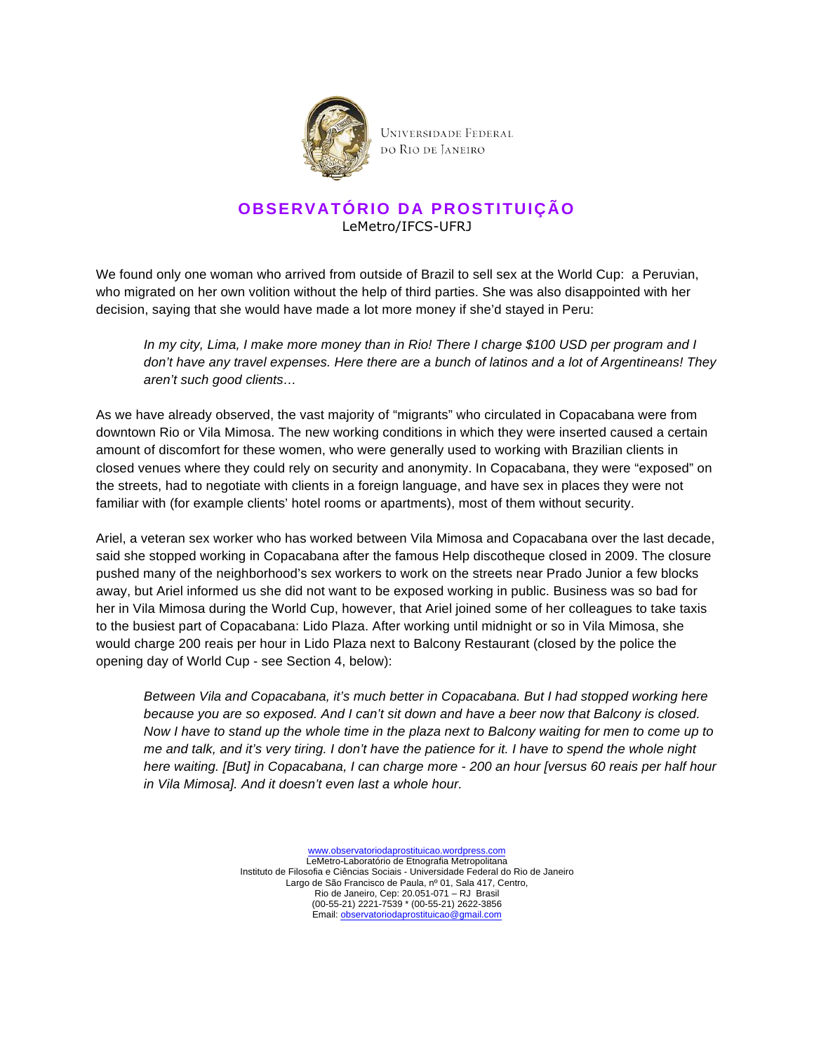We found only one woman who arrived from outside of Brazil to sell sex at the World Cup: a Peruvian, who migrated on her own volition without the help of third parties. She was also disappointed with her decision, saying that she would have made a lot more money if she'd stayed in Peru:

> *In my city, Lima, I make more money than in Rio! There I charge $100 USD per program and I don't have any travel expenses. Here there are a bunch of latinos and a lot of Argentineans! They aren't such good clients…*

As we have already observed, the vast majority of "migrants" who circulated in Copacabana were from downtown Rio or Vila Mimosa. The new working conditions in which they were inserted caused a certain amount of discomfort for these women, who were generally used to working with Brazilian clients in closed venues where they could rely on security and anonymity. In Copacabana, they were "exposed" on the streets, had to negotiate with clients in a foreign language, and have sex in places they were not familiar with (for example clients' hotel rooms or apartments), most of them without security.

Ariel, a veteran sex worker who has worked between Vila Mimosa and Copacabana over the last decade, said she stopped working in Copacabana after the famous Help discotheque closed in 2009. The closure pushed many of the neighborhood's sex workers to work on the streets near Prado Junior a few blocks away, but Ariel informed us she did not want to be exposed working in public. Business was so bad for her in Vila Mimosa during the World Cup, however, that Ariel joined some of her colleagues to take taxis to the busiest part of Copacabana: Lido Plaza. After working until midnight or so in Vila Mimosa, she would charge 200 reais per hour in Lido Plaza next to Balcony Restaurant (closed by the police the opening day of World Cup - see Section 4, below):

> *Between Vila and Copacabana, it's much better in Copacabana. But I had stopped working here because you are so exposed. And I can't sit down and have a beer now that Balcony is closed. Now I have to stand up the whole time in the plaza next to Balcony waiting for men to come up to me and talk, and it's very tiring. I don't have the patience for it. I have to spend the whole night here waiting. [But] in Copacabana, I can charge more - 200 an hour [versus 60 reais per half hour in Vila Mimosa]. And it doesn't even last a whole hour.*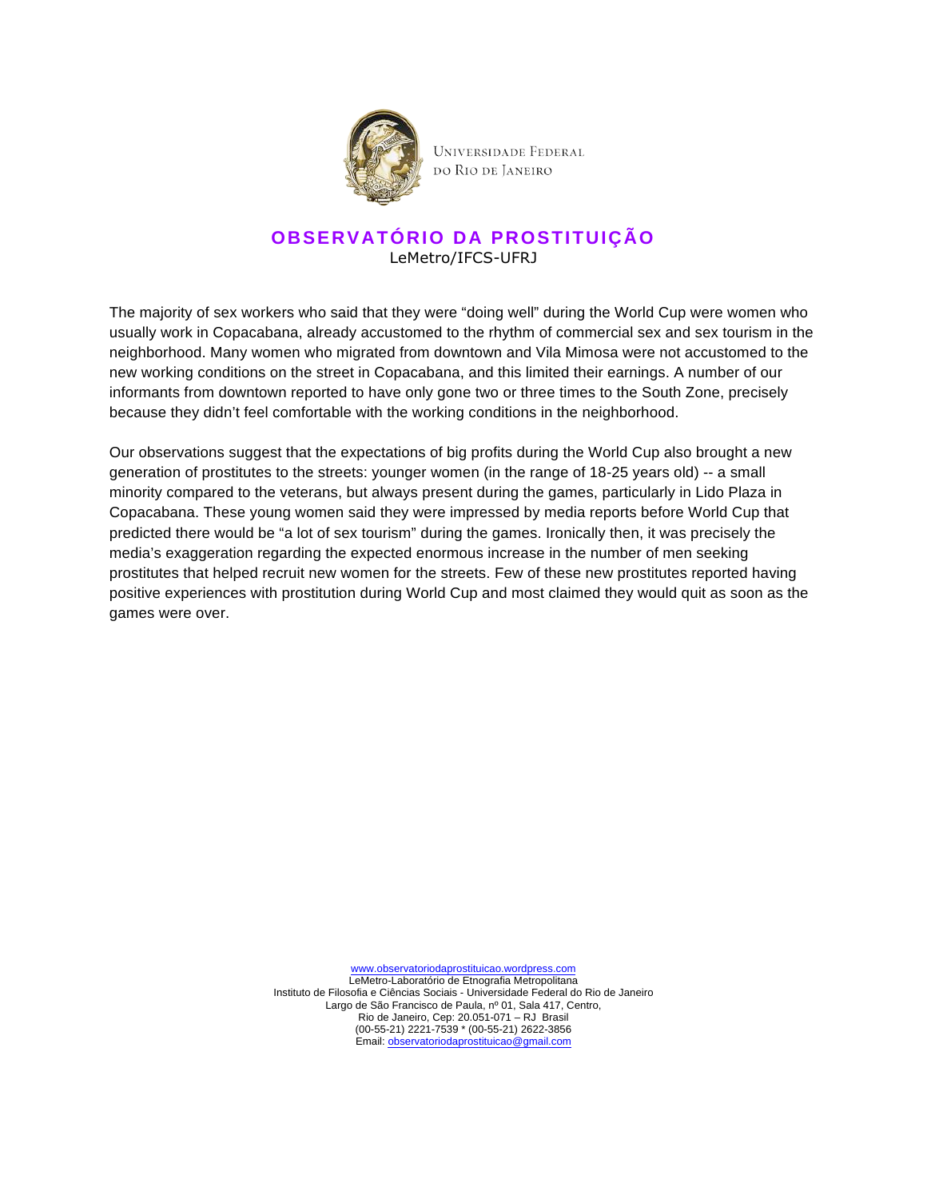The majority of sex workers who said that they were “doing well” during the World Cup were women who usually work in Copacabana, already accustomed to the rhythm of commercial sex and sex tourism in the neighborhood. Many women who migrated from downtown and Vila Mimosa were not accustomed to the new working conditions on the street in Copacabana, and this limited their earnings. A number of our informants from downtown reported to have only gone two or three times to the South Zone, precisely because they didn’t feel comfortable with the working conditions in the neighborhood.

Our observations suggest that the expectations of big profits during the World Cup also brought a new generation of prostitutes to the streets: younger women (in the range of 18-25 years old) -- a small minority compared to the veterans, but always present during the games, particularly in Lido Plaza in Copacabana. These young women said they were impressed by media reports before World Cup that predicted there would be “a lot of sex tourism” during the games. Ironically then, it was precisely the media’s exaggeration regarding the expected enormous increase in the number of men seeking prostitutes that helped recruit new women for the streets. Few of these new prostitutes reported having positive experiences with prostitution during World Cup and most claimed they would quit as soon as the games were over.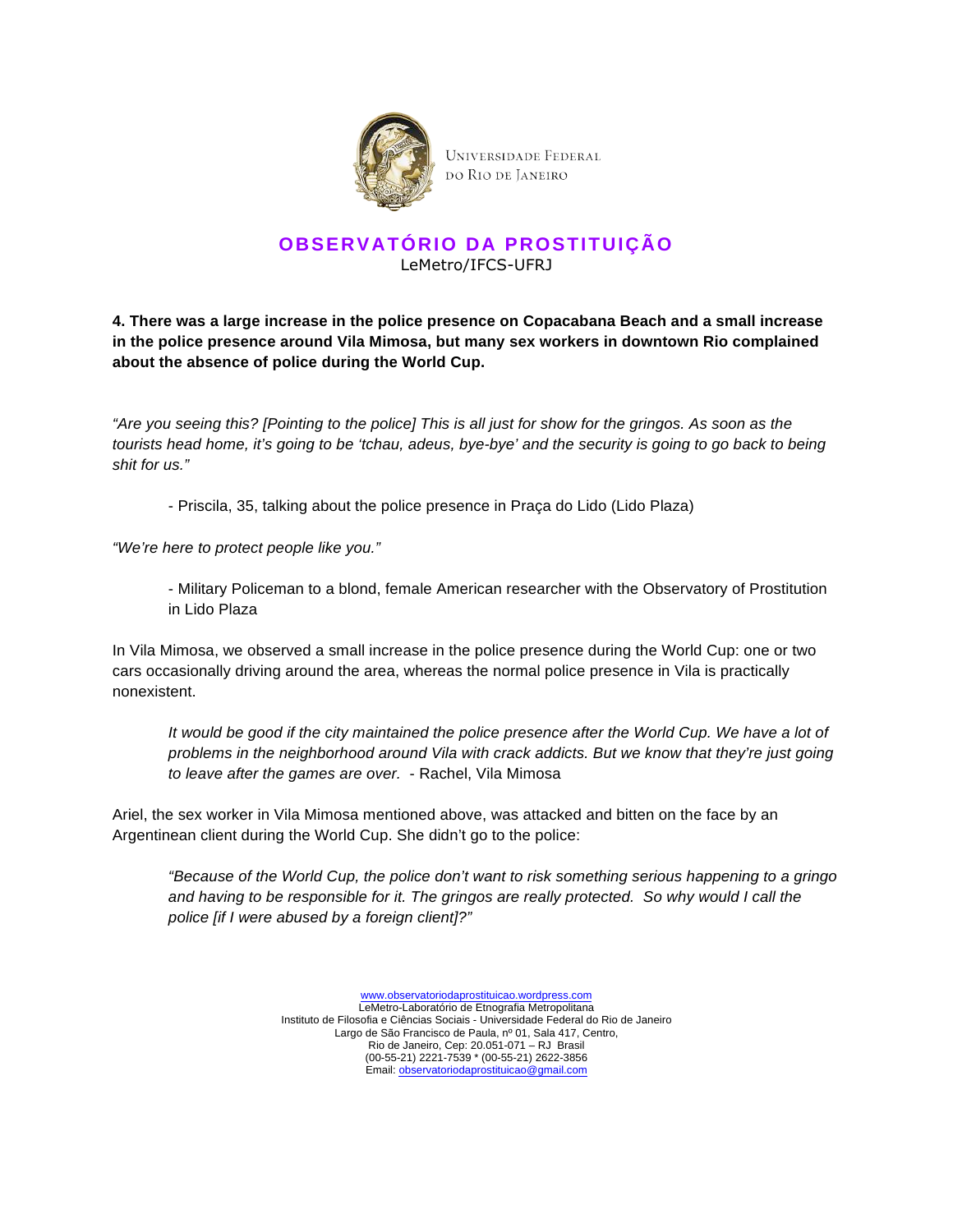**4. There was a large increase in the police presence on Copacabana Beach and a small increase in the police presence around Vila Mimosa, but many sex workers in downtown Rio complained about the absence of police during the World Cup.**

*"Are you seeing this? [Pointing to the police] This is all just for show for the gringos. As soon as the tourists head home, it's going to be 'tchau, adeus, bye-bye' and the security is going to go back to being shit for us."*

> - Priscila, 35, talking about the police presence in Praça do Lido (Lido Plaza)

*"We're here to protect people like you."*

> - Military Policeman to a blond, female American researcher with the Observatory of Prostitution in Lido Plaza

In Vila Mimosa, we observed a small increase in the police presence during the World Cup: one or two cars occasionally driving around the area, whereas the normal police presence in Vila is practically nonexistent.

> *It would be good if the city maintained the police presence after the World Cup. We have a lot of problems in the neighborhood around Vila with crack addicts. But we know that they're just going to leave after the games are over.* - Rachel, Vila Mimosa

Ariel, the sex worker in Vila Mimosa mentioned above, was attacked and bitten on the face by an Argentinean client during the World Cup. She didn't go to the police:

> *"Because of the World Cup, the police don't want to risk something serious happening to a gringo and having to be responsible for it. The gringos are really protected. So why would I call the police [if I were abused by a foreign client]?"*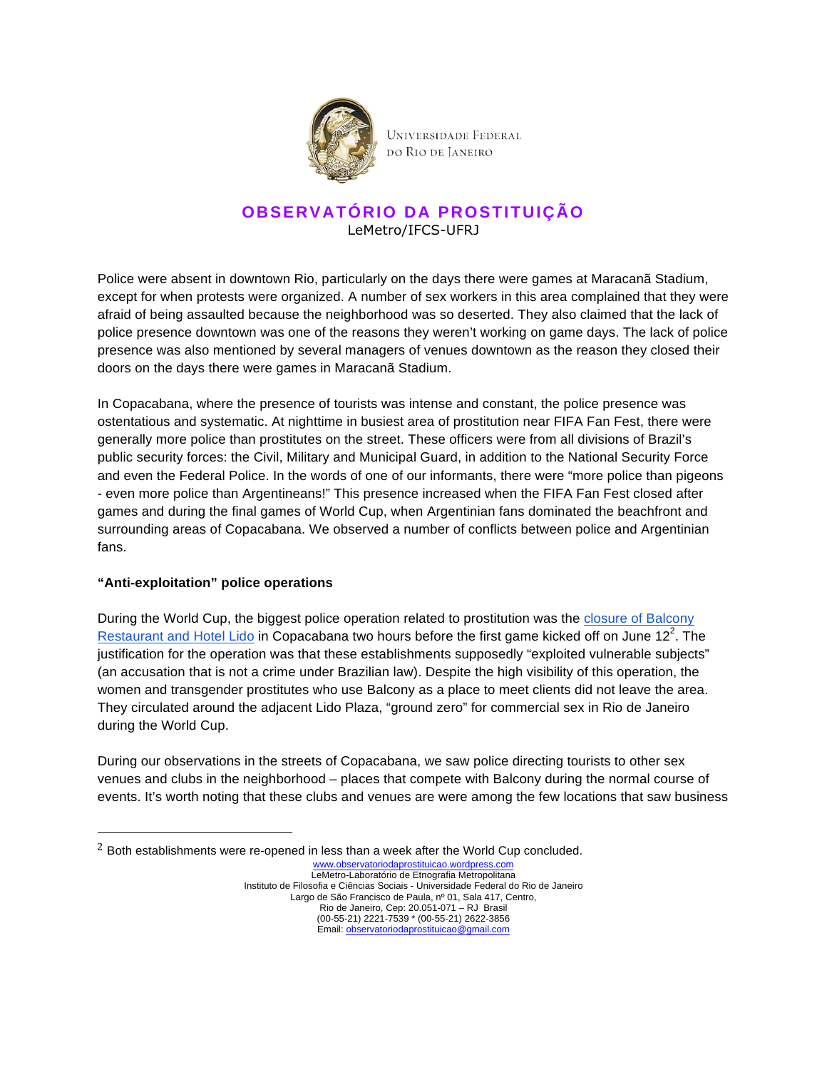Police were absent in downtown Rio, particularly on the days there were games at Maracanã Stadium, except for when protests were organized. A number of sex workers in this area complained that they were afraid of being assaulted because the neighborhood was so deserted. They also claimed that the lack of police presence downtown was one of the reasons they weren't working on game days. The lack of police presence was also mentioned by several managers of venues downtown as the reason they closed their doors on the days there were games in Maracanã Stadium.

In Copacabana, where the presence of tourists was intense and constant, the police presence was ostentatious and systematic. At nighttime in busiest area of prostitution near FIFA Fan Fest, there were generally more police than prostitutes on the street. These officers were from all divisions of Brazil's public security forces: the Civil, Military and Municipal Guard, in addition to the National Security Force and even the Federal Police. In the words of one of our informants, there were "more police than pigeons - even more police than Argentineans!" This presence increased when the FIFA Fan Fest closed after games and during the final games of World Cup, when Argentinian fans dominated the beachfront and surrounding areas of Copacabana. We observed a number of conflicts between police and Argentinian fans.

**"Anti-exploitation" police operations**

During the World Cup, the biggest police operation related to prostitution was the closure of Balcony Restaurant and Hotel Lido in Copacabana two hours before the first game kicked off on June 12[2]. The justification for the operation was that these establishments supposedly "exploited vulnerable subjects" (an accusation that is not a crime under Brazilian law). Despite the high visibility of this operation, the women and transgender prostitutes who use Balcony as a place to meet clients did not leave the area. They circulated around the adjacent Lido Plaza, "ground zero" for commercial sex in Rio de Janeiro during the World Cup.

During our observations in the streets of Copacabana, we saw police directing tourists to other sex venues and clubs in the neighborhood – places that compete with Balcony during the normal course of events. It's worth noting that these clubs and venues are were among the few locations that saw business

[2] Both establishments were re-opened in less than a week after the World Cup concluded.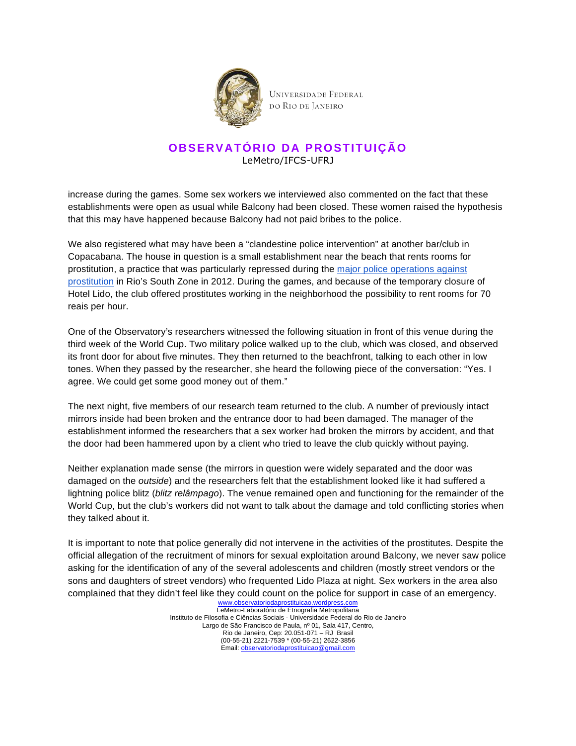increase during the games. Some sex workers we interviewed also commented on the fact that these establishments were open as usual while Balcony had been closed. These women raised the hypothesis that this may have happened because Balcony had not paid bribes to the police.

We also registered what may have been a "clandestine police intervention" at another bar/club in Copacabana. The house in question is a small establishment near the beach that rents rooms for prostitution, a practice that was particularly repressed during the major police operations against prostitution in Rio's South Zone in 2012. During the games, and because of the temporary closure of Hotel Lido, the club offered prostitutes working in the neighborhood the possibility to rent rooms for 70 reais per hour.

One of the Observatory's researchers witnessed the following situation in front of this venue during the third week of the World Cup. Two military police walked up to the club, which was closed, and observed its front door for about five minutes. They then returned to the beachfront, talking to each other in low tones. When they passed by the researcher, she heard the following piece of the conversation: "Yes. I agree. We could get some good money out of them."

The next night, five members of our research team returned to the club. A number of previously intact mirrors inside had been broken and the entrance door to had been damaged. The manager of the establishment informed the researchers that a sex worker had broken the mirrors by accident, and that the door had been hammered upon by a client who tried to leave the club quickly without paying.

Neither explanation made sense (the mirrors in question were widely separated and the door was damaged on the *outside*) and the researchers felt that the establishment looked like it had suffered a lightning police blitz (*blitz relâmpago*). The venue remained open and functioning for the remainder of the World Cup, but the club's workers did not want to talk about the damage and told conflicting stories when they talked about it.

It is important to note that police generally did not intervene in the activities of the prostitutes. Despite the official allegation of the recruitment of minors for sexual exploitation around Balcony, we never saw police asking for the identification of any of the several adolescents and children (mostly street vendors or the sons and daughters of street vendors) who frequented Lido Plaza at night. Sex workers in the area also complained that they didn't feel like they could count on the police for support in case of an emergency.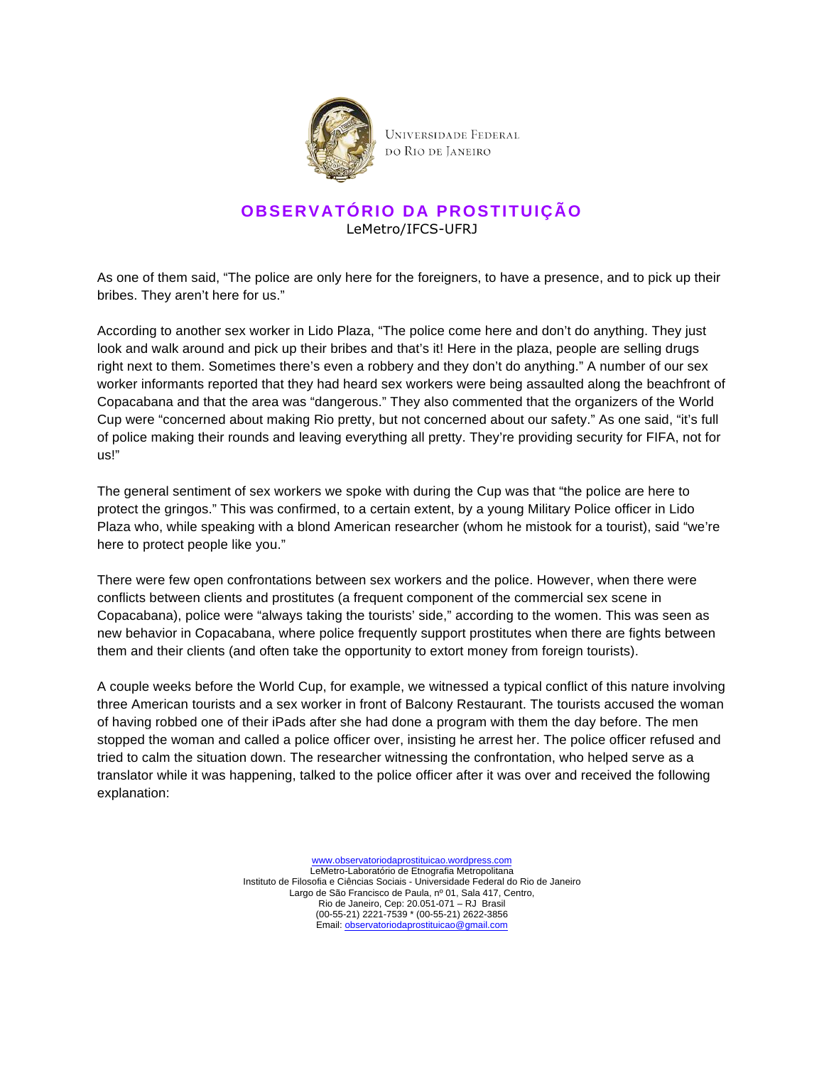As one of them said, "The police are only here for the foreigners, to have a presence, and to pick up their bribes. They aren't here for us."

According to another sex worker in Lido Plaza, "The police come here and don't do anything. They just look and walk around and pick up their bribes and that's it! Here in the plaza, people are selling drugs right next to them. Sometimes there's even a robbery and they don't do anything." A number of our sex worker informants reported that they had heard sex workers were being assaulted along the beachfront of Copacabana and that the area was "dangerous." They also commented that the organizers of the World Cup were "concerned about making Rio pretty, but not concerned about our safety." As one said, "it's full of police making their rounds and leaving everything all pretty. They're providing security for FIFA, not for us!"

The general sentiment of sex workers we spoke with during the Cup was that "the police are here to protect the gringos." This was confirmed, to a certain extent, by a young Military Police officer in Lido Plaza who, while speaking with a blond American researcher (whom he mistook for a tourist), said "we're here to protect people like you."

There were few open confrontations between sex workers and the police. However, when there were conflicts between clients and prostitutes (a frequent component of the commercial sex scene in Copacabana), police were "always taking the tourists' side," according to the women. This was seen as new behavior in Copacabana, where police frequently support prostitutes when there are fights between them and their clients (and often take the opportunity to extort money from foreign tourists).

A couple weeks before the World Cup, for example, we witnessed a typical conflict of this nature involving three American tourists and a sex worker in front of Balcony Restaurant. The tourists accused the woman of having robbed one of their iPads after she had done a program with them the day before. The men stopped the woman and called a police officer over, insisting he arrest her. The police officer refused and tried to calm the situation down. The researcher witnessing the confrontation, who helped serve as a translator while it was happening, talked to the police officer after it was over and received the following explanation: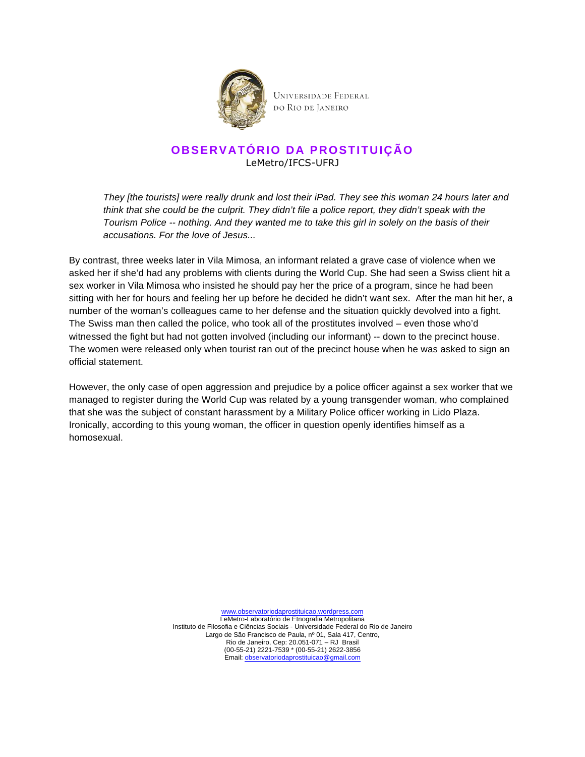*They [the tourists] were really drunk and lost their iPad. They see this woman 24 hours later and think that she could be the culprit. They didn't file a police report, they didn't speak with the Tourism Police -- nothing. And they wanted me to take this girl in solely on the basis of their accusations. For the love of Jesus...*

By contrast, three weeks later in Vila Mimosa, an informant related a grave case of violence when we asked her if she'd had any problems with clients during the World Cup. She had seen a Swiss client hit a sex worker in Vila Mimosa who insisted he should pay her the price of a program, since he had been sitting with her for hours and feeling her up before he decided he didn't want sex. After the man hit her, a number of the woman's colleagues came to her defense and the situation quickly devolved into a fight. The Swiss man then called the police, who took all of the prostitutes involved – even those who'd witnessed the fight but had not gotten involved (including our informant) -- down to the precinct house. The women were released only when tourist ran out of the precinct house when he was asked to sign an official statement.

However, the only case of open aggression and prejudice by a police officer against a sex worker that we managed to register during the World Cup was related by a young transgender woman, who complained that she was the subject of constant harassment by a Military Police officer working in Lido Plaza. Ironically, according to this young woman, the officer in question openly identifies himself as a homosexual.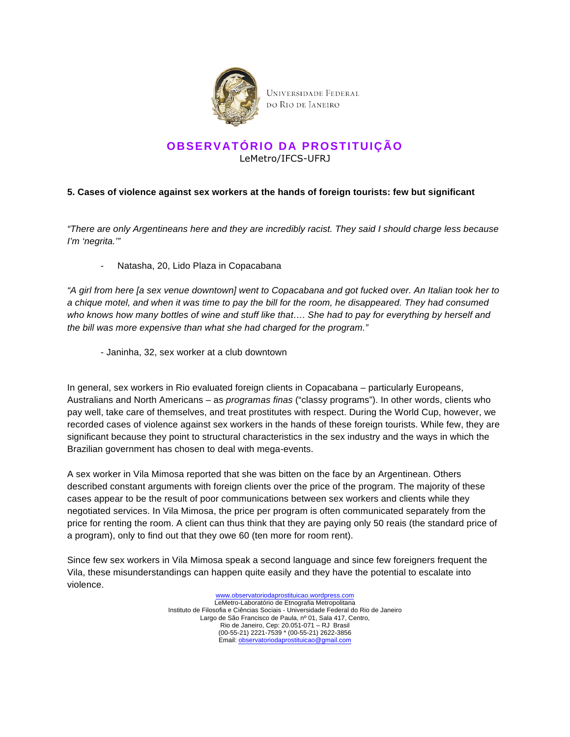### 5. Cases of violence against sex workers at the hands of foreign tourists: few but significant

*"There are only Argentineans here and they are incredibly racist. They said I should charge less because I'm 'negrita.'"*

- Natasha, 20, Lido Plaza in Copacabana

*"A girl from here [a sex venue downtown] went to Copacabana and got fucked over. An Italian took her to a chique motel, and when it was time to pay the bill for the room, he disappeared. They had consumed who knows how many bottles of wine and stuff like that…. She had to pay for everything by herself and the bill was more expensive than what she had charged for the program."*

- Janinha, 32, sex worker at a club downtown

In general, sex workers in Rio evaluated foreign clients in Copacabana – particularly Europeans, Australians and North Americans – as *programas finas* ("classy programs"). In other words, clients who pay well, take care of themselves, and treat prostitutes with respect. During the World Cup, however, we recorded cases of violence against sex workers in the hands of these foreign tourists. While few, they are significant because they point to structural characteristics in the sex industry and the ways in which the Brazilian government has chosen to deal with mega-events.

A sex worker in Vila Mimosa reported that she was bitten on the face by an Argentinean. Others described constant arguments with foreign clients over the price of the program. The majority of these cases appear to be the result of poor communications between sex workers and clients while they negotiated services. In Vila Mimosa, the price per program is often communicated separately from the price for renting the room. A client can thus think that they are paying only 50 reais (the standard price of a program), only to find out that they owe 60 (ten more for room rent).

Since few sex workers in Vila Mimosa speak a second language and since few foreigners frequent the Vila, these misunderstandings can happen quite easily and they have the potential to escalate into violence.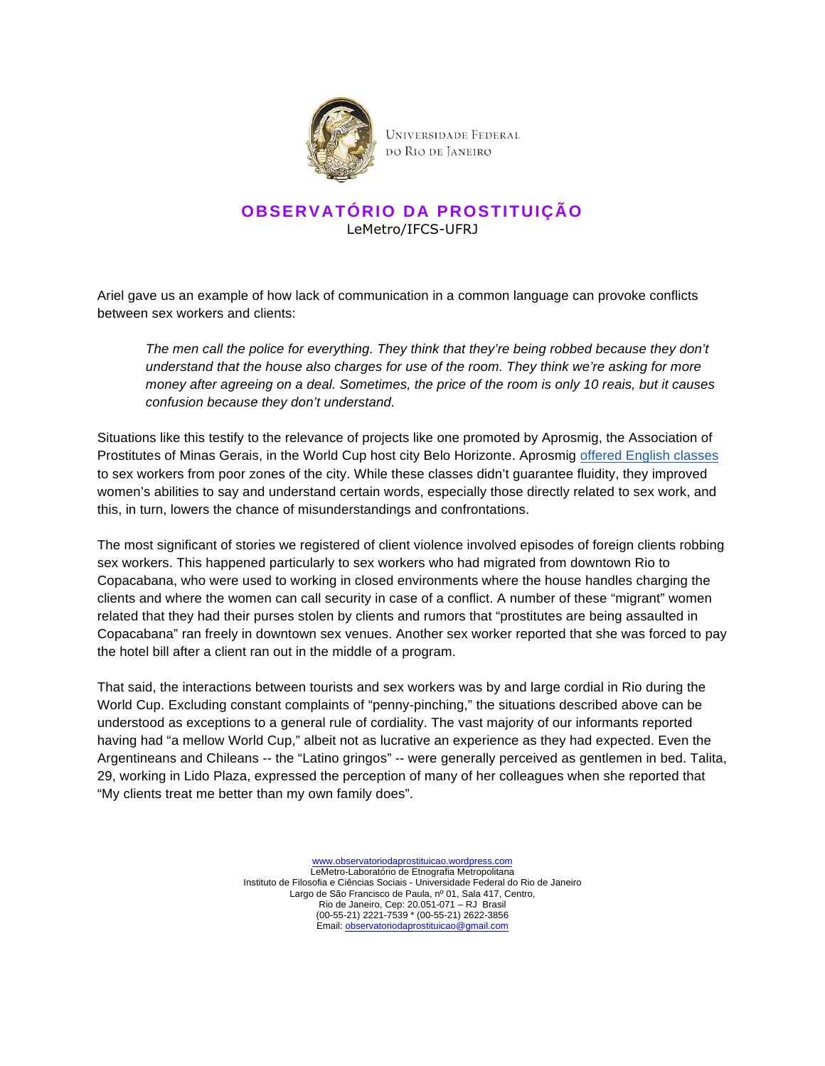Ariel gave us an example of how lack of communication in a common language can provoke conflicts between sex workers and clients:

> *The men call the police for everything. They think that they're being robbed because they don't understand that the house also charges for use of the room. They think we're asking for more money after agreeing on a deal. Sometimes, the price of the room is only 10 reais, but it causes confusion because they don't understand.*

Situations like this testify to the relevance of projects like one promoted by Aprosmig, the Association of Prostitutes of Minas Gerais, in the World Cup host city Belo Horizonte. Aprosmig offered English classes to sex workers from poor zones of the city. While these classes didn't guarantee fluidity, they improved women's abilities to say and understand certain words, especially those directly related to sex work, and this, in turn, lowers the chance of misunderstandings and confrontations.

The most significant of stories we registered of client violence involved episodes of foreign clients robbing sex workers. This happened particularly to sex workers who had migrated from downtown Rio to Copacabana, who were used to working in closed environments where the house handles charging the clients and where the women can call security in case of a conflict. A number of these "migrant" women related that they had their purses stolen by clients and rumors that "prostitutes are being assaulted in Copacabana" ran freely in downtown sex venues. Another sex worker reported that she was forced to pay the hotel bill after a client ran out in the middle of a program.

That said, the interactions between tourists and sex workers was by and large cordial in Rio during the World Cup. Excluding constant complaints of "penny-pinching," the situations described above can be understood as exceptions to a general rule of cordiality. The vast majority of our informants reported having had "a mellow World Cup," albeit not as lucrative an experience as they had expected. Even the Argentineans and Chileans -- the "Latino gringos" -- were generally perceived as gentlemen in bed. Talita, 29, working in Lido Plaza, expressed the perception of many of her colleagues when she reported that "My clients treat me better than my own family does".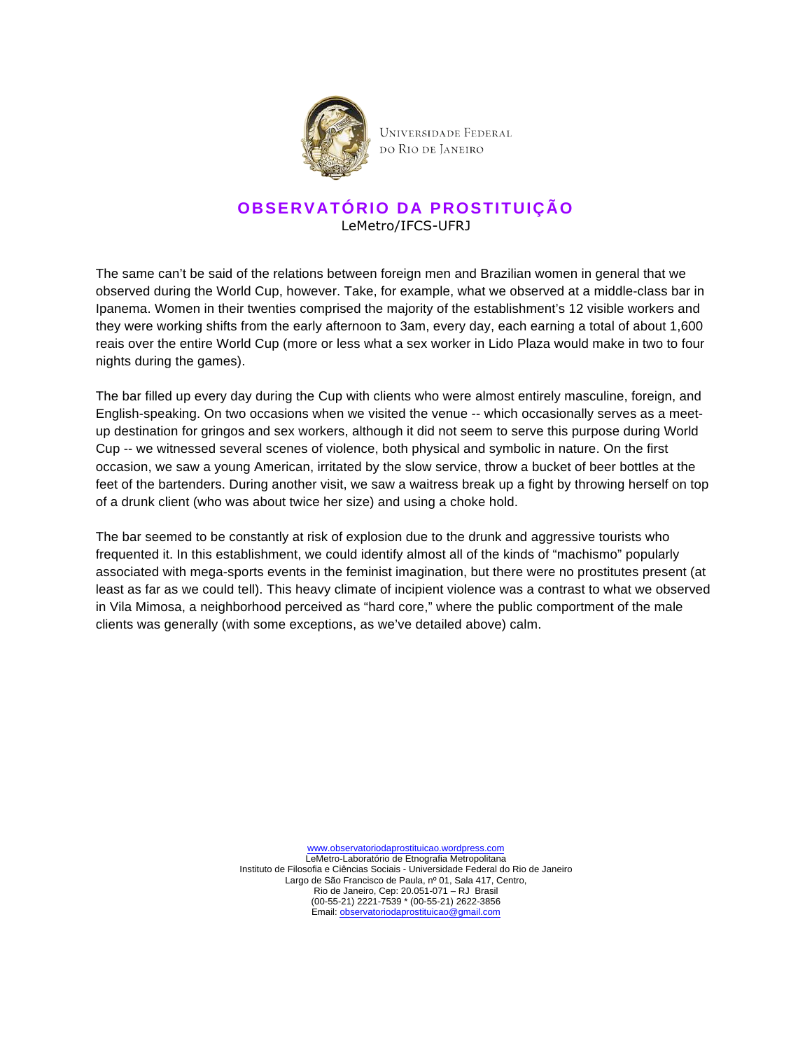The same can't be said of the relations between foreign men and Brazilian women in general that we observed during the World Cup, however. Take, for example, what we observed at a middle-class bar in Ipanema. Women in their twenties comprised the majority of the establishment's 12 visible workers and they were working shifts from the early afternoon to 3am, every day, each earning a total of about 1,600 reais over the entire World Cup (more or less what a sex worker in Lido Plaza would make in two to four nights during the games).

The bar filled up every day during the Cup with clients who were almost entirely masculine, foreign, and English-speaking. On two occasions when we visited the venue -- which occasionally serves as a meet-up destination for gringos and sex workers, although it did not seem to serve this purpose during World Cup -- we witnessed several scenes of violence, both physical and symbolic in nature. On the first occasion, we saw a young American, irritated by the slow service, throw a bucket of beer bottles at the feet of the bartenders. During another visit, we saw a waitress break up a fight by throwing herself on top of a drunk client (who was about twice her size) and using a choke hold.

The bar seemed to be constantly at risk of explosion due to the drunk and aggressive tourists who frequented it. In this establishment, we could identify almost all of the kinds of "machismo" popularly associated with mega-sports events in the feminist imagination, but there were no prostitutes present (at least as far as we could tell). This heavy climate of incipient violence was a contrast to what we observed in Vila Mimosa, a neighborhood perceived as "hard core," where the public comportment of the male clients was generally (with some exceptions, as we've detailed above) calm.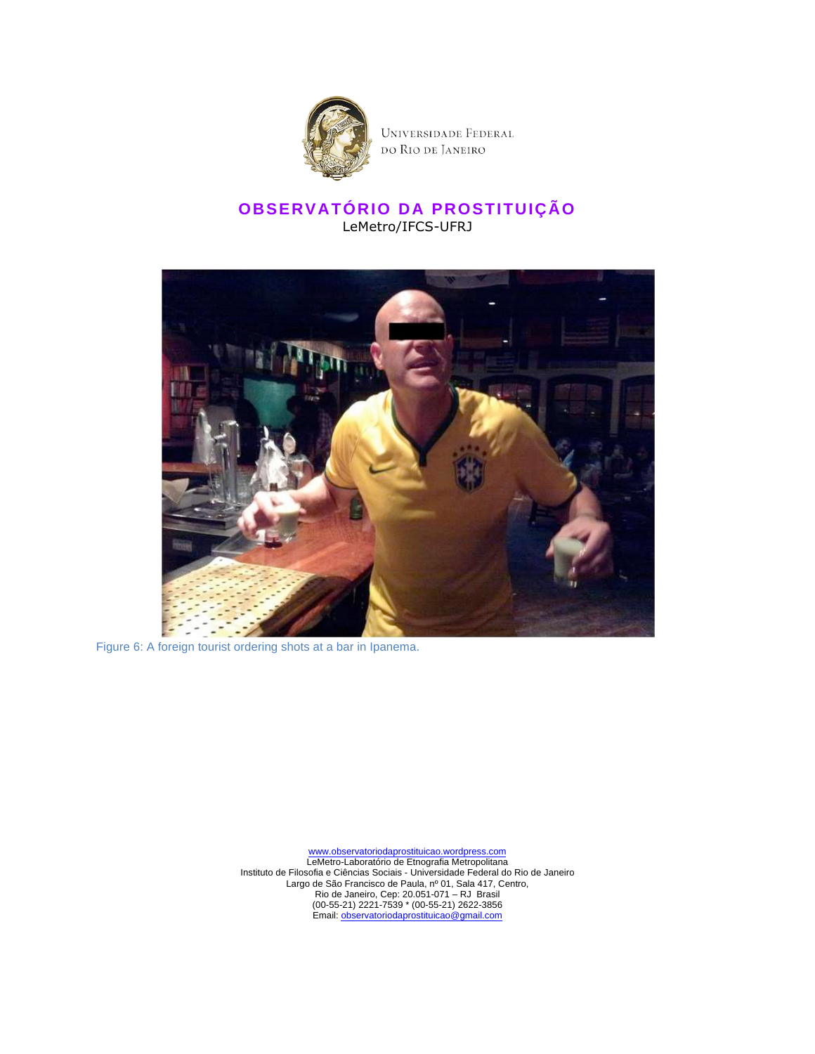Figure 6: A foreign tourist ordering shots at a bar in Ipanema.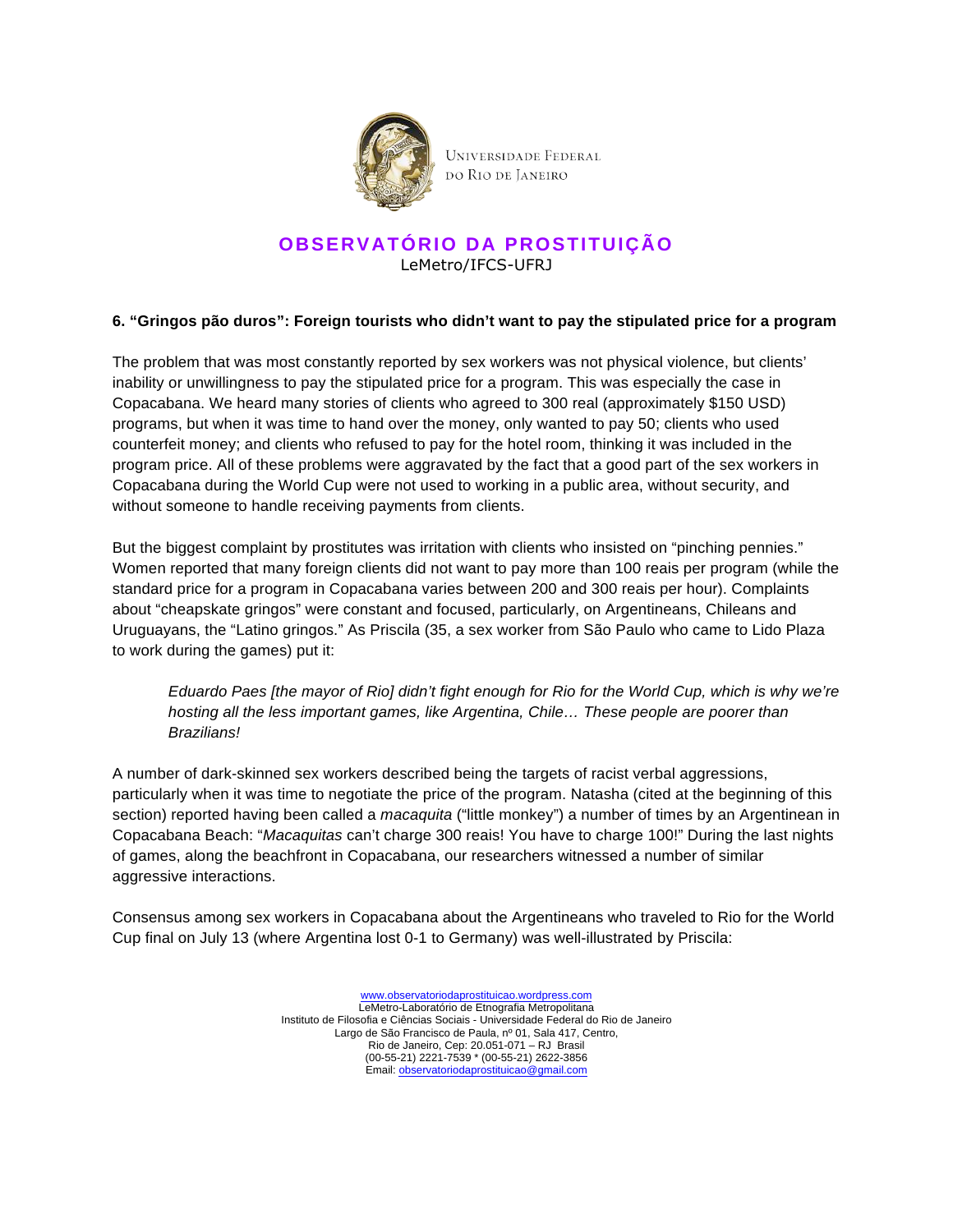### 6. "Gringos pão duros": Foreign tourists who didn't want to pay the stipulated price for a program

The problem that was most constantly reported by sex workers was not physical violence, but clients' inability or unwillingness to pay the stipulated price for a program. This was especially the case in Copacabana. We heard many stories of clients who agreed to 300 real (approximately $150 USD) programs, but when it was time to hand over the money, only wanted to pay 50; clients who used counterfeit money; and clients who refused to pay for the hotel room, thinking it was included in the program price. All of these problems were aggravated by the fact that a good part of the sex workers in Copacabana during the World Cup were not used to working in a public area, without security, and without someone to handle receiving payments from clients.

But the biggest complaint by prostitutes was irritation with clients who insisted on "pinching pennies." Women reported that many foreign clients did not want to pay more than 100 reais per program (while the standard price for a program in Copacabana varies between 200 and 300 reais per hour). Complaints about "cheapskate gringos" were constant and focused, particularly, on Argentineans, Chileans and Uruguayans, the "Latino gringos." As Priscila (35, a sex worker from São Paulo who came to Lido Plaza to work during the games) put it:

> *Eduardo Paes [the mayor of Rio] didn't fight enough for Rio for the World Cup, which is why we're hosting all the less important games, like Argentina, Chile… These people are poorer than Brazilians!*

A number of dark-skinned sex workers described being the targets of racist verbal aggressions, particularly when it was time to negotiate the price of the program. Natasha (cited at the beginning of this section) reported having been called a *macaquita* ("little monkey") a number of times by an Argentinean in Copacabana Beach: "*Macaquitas* can't charge 300 reais! You have to charge 100!" During the last nights of games, along the beachfront in Copacabana, our researchers witnessed a number of similar aggressive interactions.

Consensus among sex workers in Copacabana about the Argentineans who traveled to Rio for the World Cup final on July 13 (where Argentina lost 0-1 to Germany) was well-illustrated by Priscila: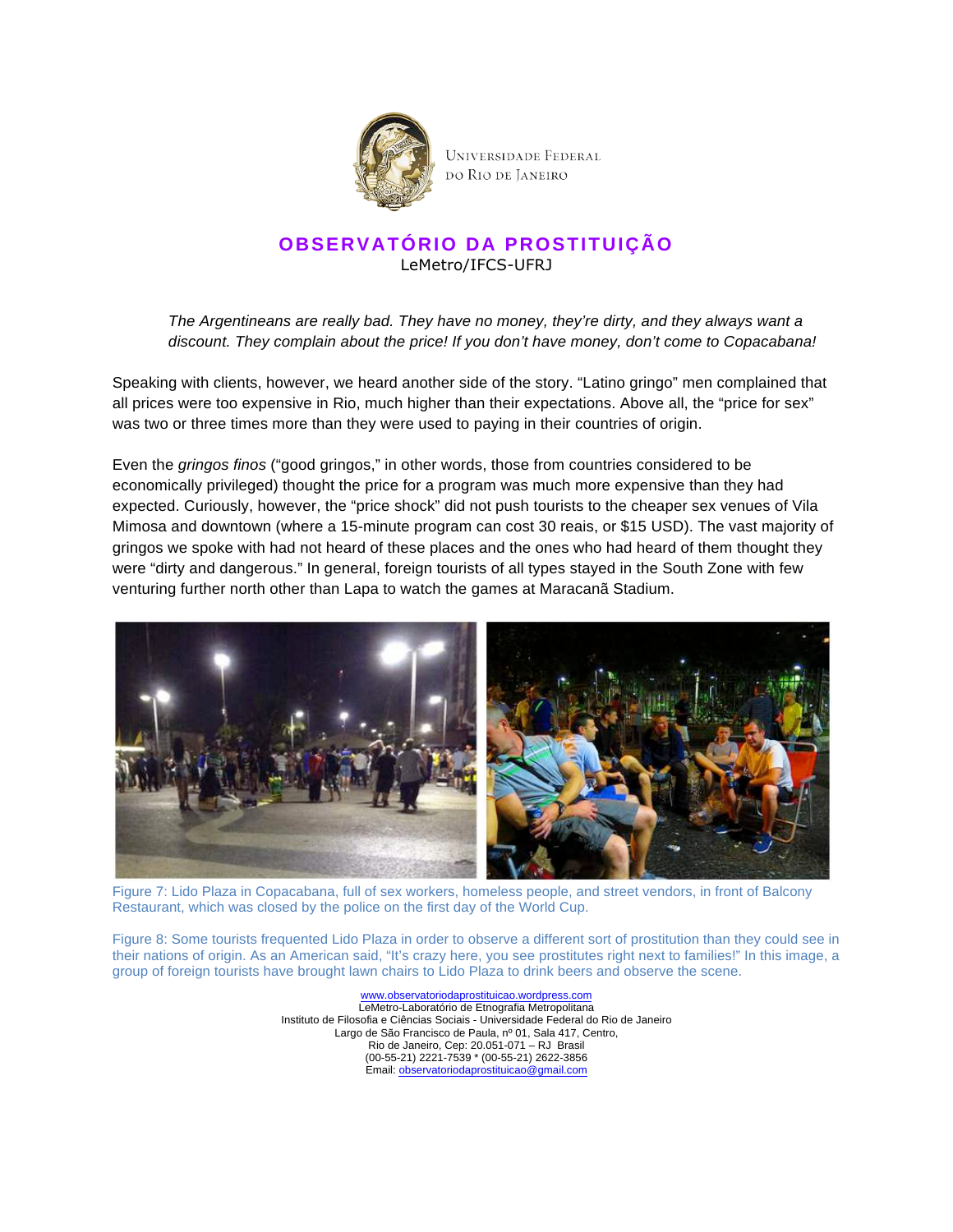*The Argentineans are really bad. They have no money, they're dirty, and they always want a discount. They complain about the price! If you don't have money, don't come to Copacabana!*

Speaking with clients, however, we heard another side of the story. "Latino gringo" men complained that all prices were too expensive in Rio, much higher than their expectations. Above all, the "price for sex" was two or three times more than they were used to paying in their countries of origin.

Even the *gringos finos* ("good gringos," in other words, those from countries considered to be economically privileged) thought the price for a program was much more expensive than they had expected. Curiously, however, the "price shock" did not push tourists to the cheaper sex venues of Vila Mimosa and downtown (where a 15-minute program can cost 30 reais, or $15 USD). The vast majority of gringos we spoke with had not heard of these places and the ones who had heard of them thought they were "dirty and dangerous." In general, foreign tourists of all types stayed in the South Zone with few venturing further north other than Lapa to watch the games at Maracanã Stadium.

Figure 7: Lido Plaza in Copacabana, full of sex workers, homeless people, and street vendors, in front of Balcony Restaurant, which was closed by the police on the first day of the World Cup.

Figure 8: Some tourists frequented Lido Plaza in order to observe a different sort of prostitution than they could see in their nations of origin. As an American said, "It's crazy here, you see prostitutes right next to families!" In this image, a group of foreign tourists have brought lawn chairs to Lido Plaza to drink beers and observe the scene.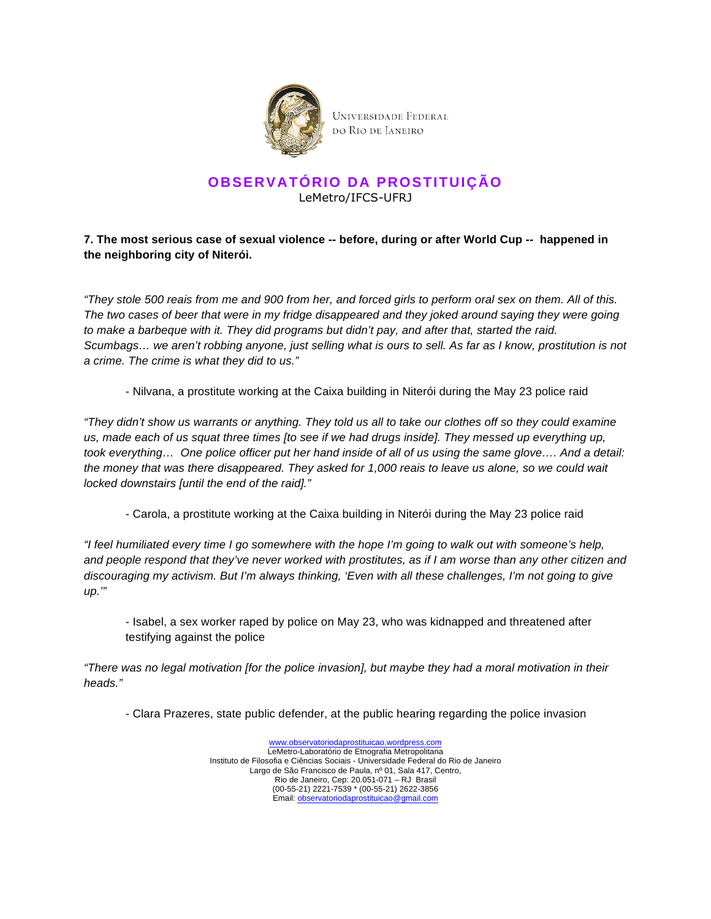**7. The most serious case of sexual violence -- before, during or after World Cup -- happened in the neighboring city of Niterói.**

*"They stole 500 reais from me and 900 from her, and forced girls to perform oral sex on them. All of this. The two cases of beer that were in my fridge disappeared and they joked around saying they were going to make a barbeque with it. They did programs but didn't pay, and after that, started the raid. Scumbags… we aren't robbing anyone, just selling what is ours to sell. As far as I know, prostitution is not a crime. The crime is what they did to us."*

- Nilvana, a prostitute working at the Caixa building in Niterói during the May 23 police raid

*"They didn't show us warrants or anything. They told us all to take our clothes off so they could examine us, made each of us squat three times [to see if we had drugs inside]. They messed up everything up, took everything… One police officer put her hand inside of all of us using the same glove…. And a detail: the money that was there disappeared. They asked for 1,000 reais to leave us alone, so we could wait locked downstairs [until the end of the raid]."*

- Carola, a prostitute working at the Caixa building in Niterói during the May 23 police raid

*"I feel humiliated every time I go somewhere with the hope I'm going to walk out with someone's help, and people respond that they've never worked with prostitutes, as if I am worse than any other citizen and discouraging my activism. But I'm always thinking, 'Even with all these challenges, I'm not going to give up.'"*

- Isabel, a sex worker raped by police on May 23, who was kidnapped and threatened after testifying against the police

*"There was no legal motivation [for the police invasion], but maybe they had a moral motivation in their heads."*

- Clara Prazeres, state public defender, at the public hearing regarding the police invasion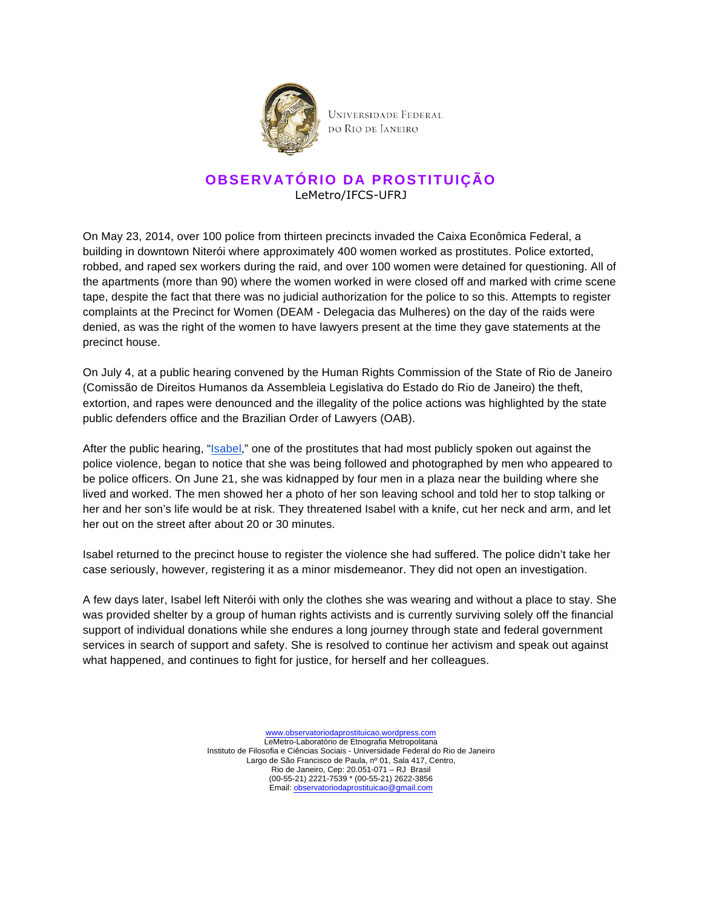UNIVERSIDADE FEDERAL DO RIO DE JANEIRO

# OBSERVATÓRIO DA PROSTITUIÇÃO

LeMetro/IFCS-UFRJ

On May 23, 2014, over 100 police from thirteen precincts invaded the Caixa Econômica Federal, a building in downtown Niterói where approximately 400 women worked as prostitutes. Police extorted, robbed, and raped sex workers during the raid, and over 100 women were detained for questioning. All of the apartments (more than 90) where the women worked in were closed off and marked with crime scene tape, despite the fact that there was no judicial authorization for the police to so this. Attempts to register complaints at the Precinct for Women (DEAM - Delegacia das Mulheres) on the day of the raids were denied, as was the right of the women to have lawyers present at the time they gave statements at the precinct house.

On July 4, at a public hearing convened by the Human Rights Commission of the State of Rio de Janeiro (Comissão de Direitos Humanos da Assembleia Legislativa do Estado do Rio de Janeiro) the theft, extortion, and rapes were denounced and the illegality of the police actions was highlighted by the state public defenders office and the Brazilian Order of Lawyers (OAB).

After the public hearing, "Isabel," one of the prostitutes that had most publicly spoken out against the police violence, began to notice that she was being followed and photographed by men who appeared to be police officers. On June 21, she was kidnapped by four men in a plaza near the building where she lived and worked. The men showed her a photo of her son leaving school and told her to stop talking or her and her son's life would be at risk. They threatened Isabel with a knife, cut her neck and arm, and let her out on the street after about 20 or 30 minutes.

Isabel returned to the precinct house to register the violence she had suffered. The police didn't take her case seriously, however, registering it as a minor misdemeanor. They did not open an investigation.

A few days later, Isabel left Niterói with only the clothes she was wearing and without a place to stay. She was provided shelter by a group of human rights activists and is currently surviving solely off the financial support of individual donations while she endures a long journey through state and federal government services in search of support and safety. She is resolved to continue her activism and speak out against what happened, and continues to fight for justice, for herself and her colleagues.

www.observatoriodaprostituicao.wordpress.com
LeMetro-Laboratório de Etnografia Metropolitana
Instituto de Filosofia e Ciências Sociais - Universidade Federal do Rio de Janeiro
Largo de São Francisco de Paula, nº 01, Sala 417, Centro,
Rio de Janeiro, Cep: 20.051-071 – RJ Brasil
(00-55-21) 2221-7539 * (00-55-21) 2622-3856
Email: observatoriodaprostituicao@gmail.com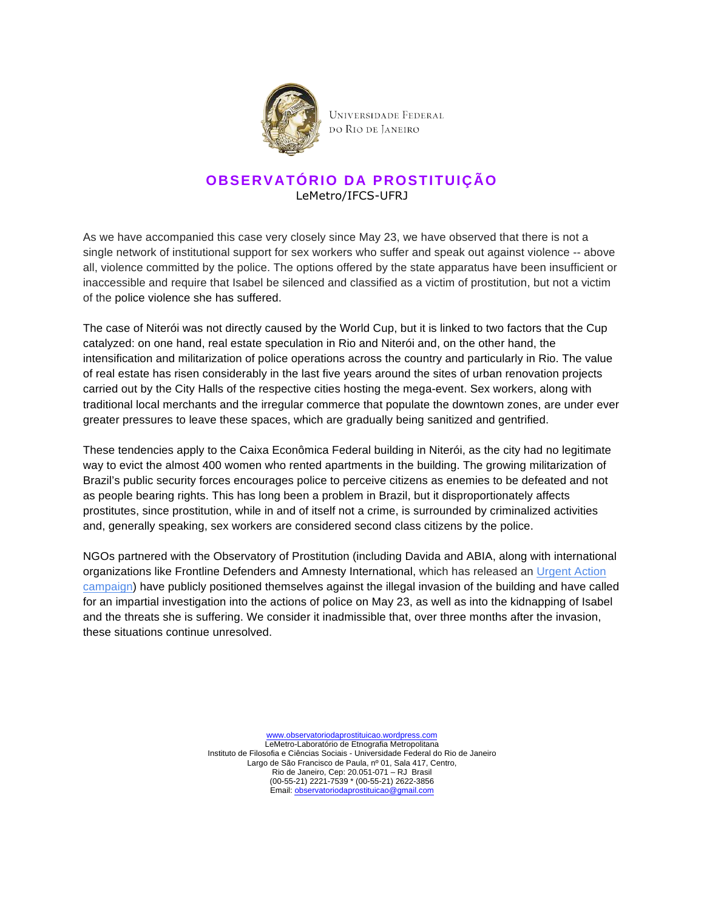Universidade Federal do Rio de Janeiro

# OBSERVATÓRIO DA PROSTITUIÇÃO

LeMetro/IFCS-UFRJ

As we have accompanied this case very closely since May 23, we have observed that there is not a single network of institutional support for sex workers who suffer and speak out against violence -- above all, violence committed by the police. The options offered by the state apparatus have been insufficient or inaccessible and require that Isabel be silenced and classified as a victim of prostitution, but not a victim of the police violence she has suffered.

The case of Niterói was not directly caused by the World Cup, but it is linked to two factors that the Cup catalyzed: on one hand, real estate speculation in Rio and Niterói and, on the other hand, the intensification and militarization of police operations across the country and particularly in Rio. The value of real estate has risen considerably in the last five years around the sites of urban renovation projects carried out by the City Halls of the respective cities hosting the mega-event. Sex workers, along with traditional local merchants and the irregular commerce that populate the downtown zones, are under ever greater pressures to leave these spaces, which are gradually being sanitized and gentrified.

These tendencies apply to the Caixa Econômica Federal building in Niterói, as the city had no legitimate way to evict the almost 400 women who rented apartments in the building. The growing militarization of Brazil's public security forces encourages police to perceive citizens as enemies to be defeated and not as people bearing rights. This has long been a problem in Brazil, but it disproportionately affects prostitutes, since prostitution, while in and of itself not a crime, is surrounded by criminalized activities and, generally speaking, sex workers are considered second class citizens by the police.

NGOs partnered with the Observatory of Prostitution (including Davida and ABIA, along with international organizations like Frontline Defenders and Amnesty International, which has released an Urgent Action campaign) have publicly positioned themselves against the illegal invasion of the building and have called for an impartial investigation into the actions of police on May 23, as well as into the kidnapping of Isabel and the threats she is suffering. We consider it inadmissible that, over three months after the invasion, these situations continue unresolved.

www.observatoriodaprostituicao.wordpress.com
LeMetro-Laboratório de Etnografia Metropolitana
Instituto de Filosofia e Ciências Sociais - Universidade Federal do Rio de Janeiro
Largo de São Francisco de Paula, nº 01, Sala 417, Centro,
Rio de Janeiro, Cep: 20.051-071 – RJ Brasil
(00-55-21) 2221-7539 * (00-55-21) 2622-3856
Email: observatoriodaprostituicao@gmail.com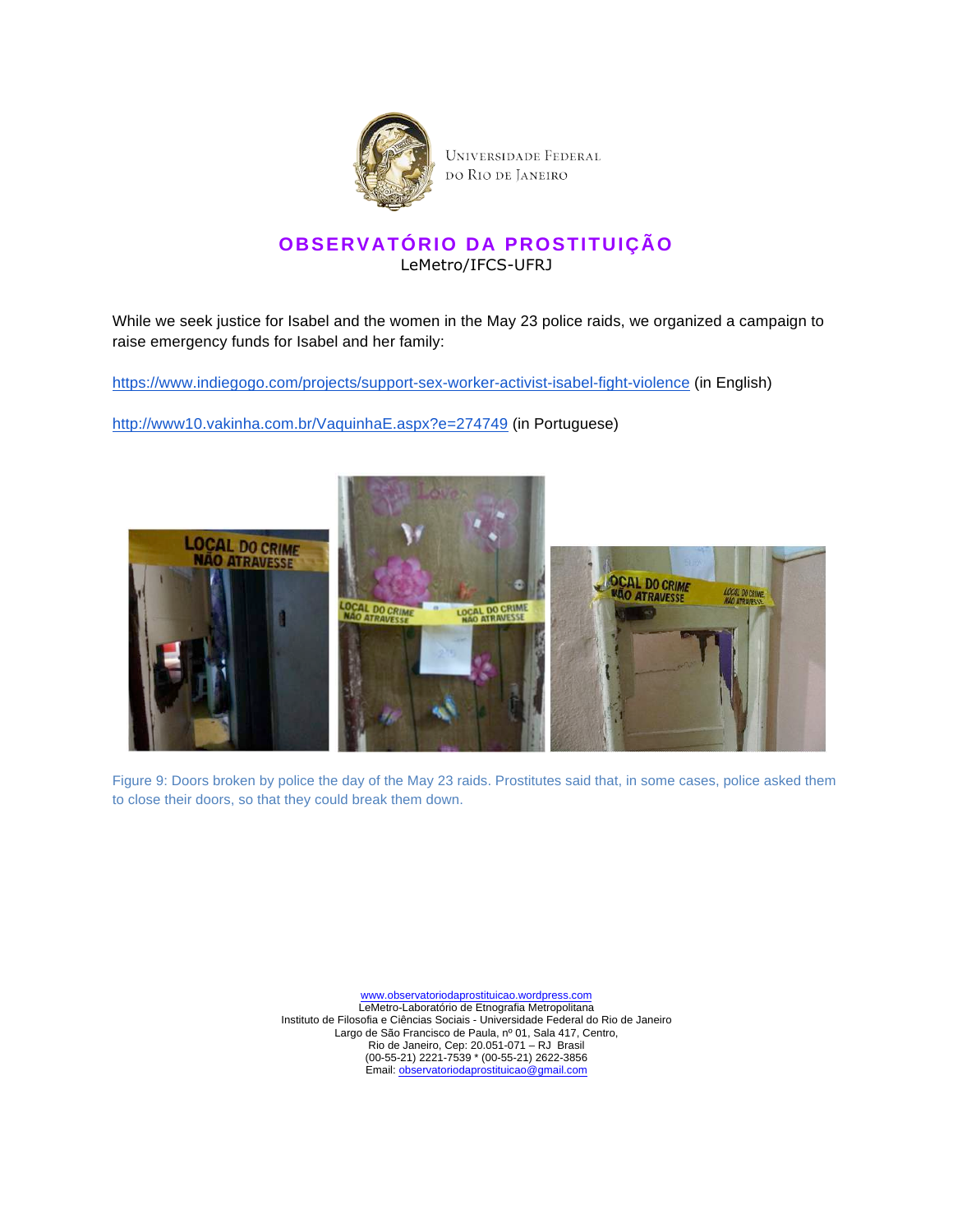UNIVERSIDADE FEDERAL DO RIO DE JANEIRO

**OBSERVATÓRIO DA PROSTITUIÇÃO**
LeMetro/IFCS-UFRJ

While we seek justice for Isabel and the women in the May 23 police raids, we organized a campaign to raise emergency funds for Isabel and her family:

https://www.indiegogo.com/projects/support-sex-worker-activist-isabel-fight-violence (in English)

http://www10.vakinha.com.br/VaquinhaE.aspx?e=274749 (in Portuguese)

Figure 9: Doors broken by police the day of the May 23 raids. Prostitutes said that, in some cases, police asked them to close their doors, so that they could break them down.

www.observatoriodaprostituicao.wordpress.com
LeMetro-Laboratório de Etnografia Metropolitana
Instituto de Filosofia e Ciências Sociais - Universidade Federal do Rio de Janeiro
Largo de São Francisco de Paula, nº 01, Sala 417, Centro,
Rio de Janeiro, Cep: 20.051-071 – RJ Brasil
(00-55-21) 2221-7539 * (00-55-21) 2622-3856
Email: observatoriodaprostituicao@gmail.com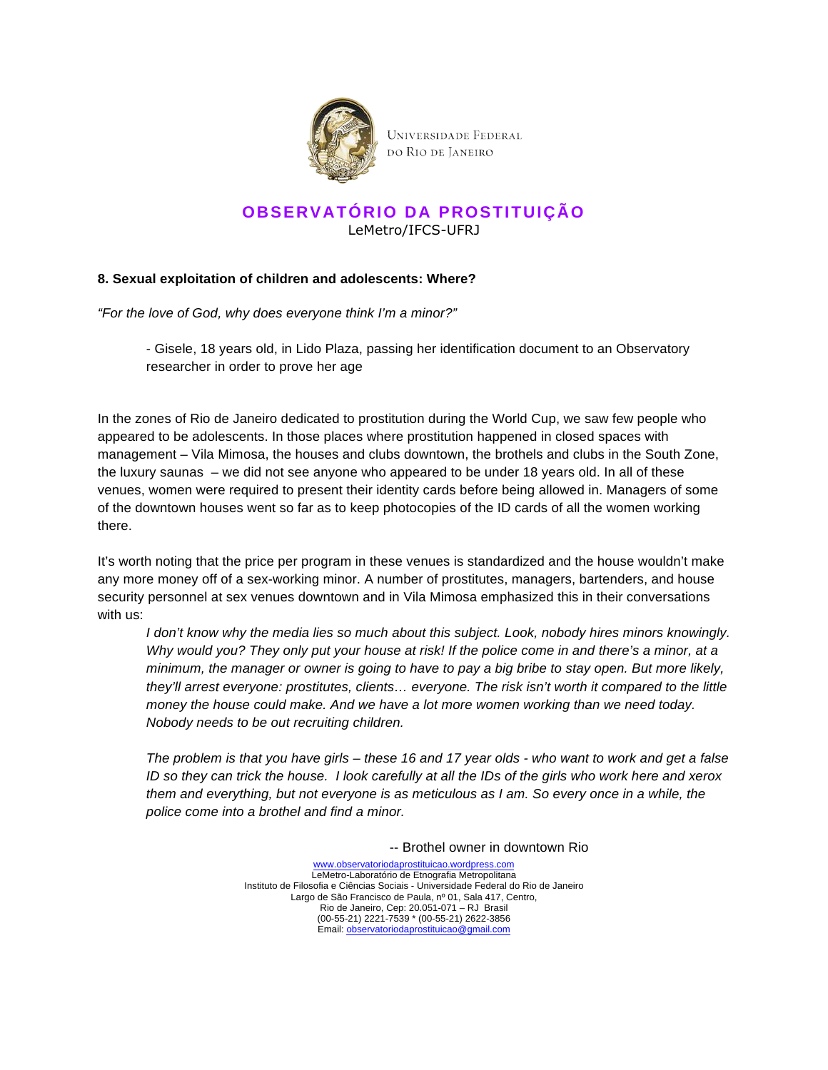## 8. Sexual exploitation of children and adolescents: Where?

*"For the love of God, why does everyone think I'm a minor?"*

> - Gisele, 18 years old, in Lido Plaza, passing her identification document to an Observatory researcher in order to prove her age

In the zones of Rio de Janeiro dedicated to prostitution during the World Cup, we saw few people who appeared to be adolescents. In those places where prostitution happened in closed spaces with management – Vila Mimosa, the houses and clubs downtown, the brothels and clubs in the South Zone, the luxury saunas – we did not see anyone who appeared to be under 18 years old. In all of these venues, women were required to present their identity cards before being allowed in. Managers of some of the downtown houses went so far as to keep photocopies of the ID cards of all the women working there.

It's worth noting that the price per program in these venues is standardized and the house wouldn't make any more money off of a sex-working minor. A number of prostitutes, managers, bartenders, and house security personnel at sex venues downtown and in Vila Mimosa emphasized this in their conversations with us:

> *I don't know why the media lies so much about this subject. Look, nobody hires minors knowingly. Why would you? They only put your house at risk! If the police come in and there's a minor, at a minimum, the manager or owner is going to have to pay a big bribe to stay open. But more likely, they'll arrest everyone: prostitutes, clients… everyone. The risk isn't worth it compared to the little money the house could make. And we have a lot more women working than we need today. Nobody needs to be out recruiting children.*
>
> *The problem is that you have girls – these 16 and 17 year olds - who want to work and get a false ID so they can trick the house. I look carefully at all the IDs of the girls who work here and xerox them and everything, but not everyone is as meticulous as I am. So every once in a while, the police come into a brothel and find a minor.*
>
> -- Brothel owner in downtown Rio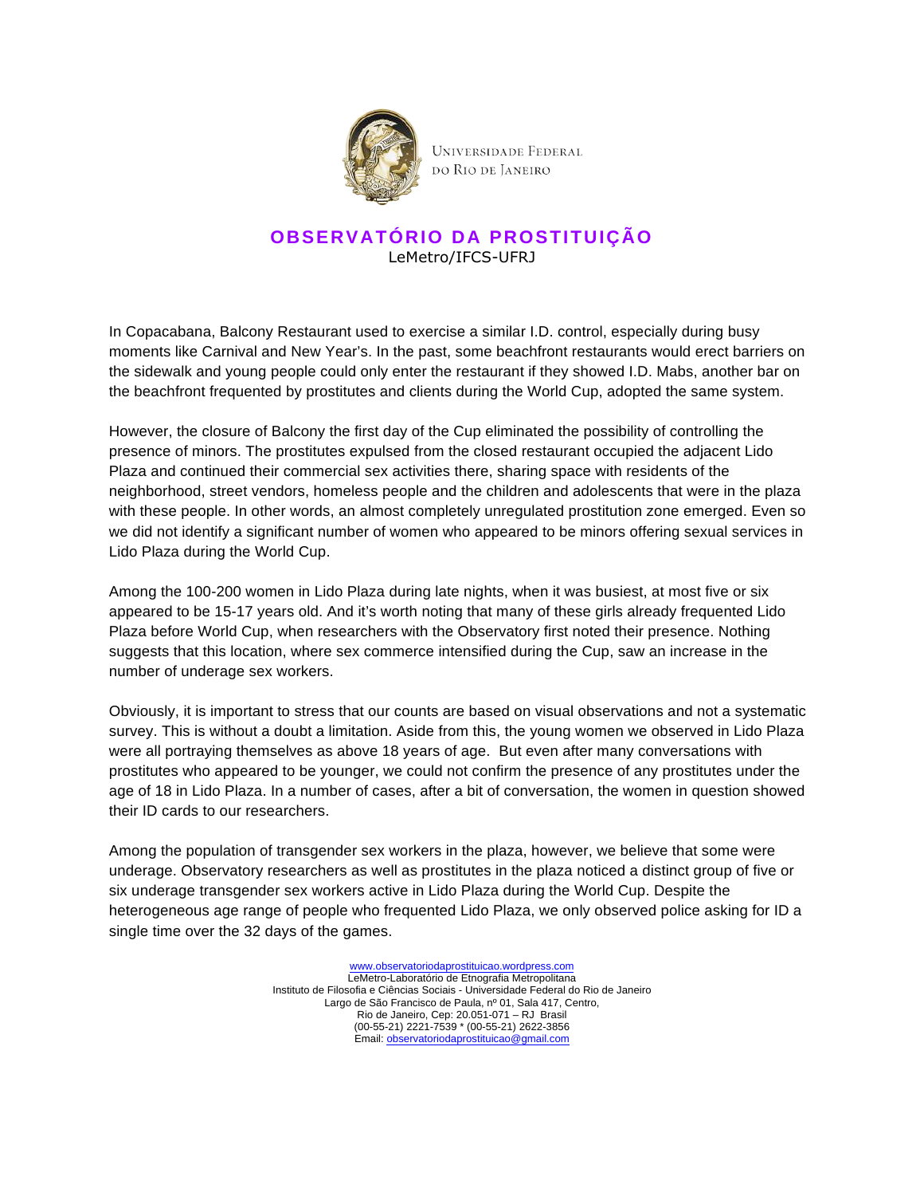In Copacabana, Balcony Restaurant used to exercise a similar I.D. control, especially during busy moments like Carnival and New Year's. In the past, some beachfront restaurants would erect barriers on the sidewalk and young people could only enter the restaurant if they showed I.D. Mabs, another bar on the beachfront frequented by prostitutes and clients during the World Cup, adopted the same system.

However, the closure of Balcony the first day of the Cup eliminated the possibility of controlling the presence of minors. The prostitutes expulsed from the closed restaurant occupied the adjacent Lido Plaza and continued their commercial sex activities there, sharing space with residents of the neighborhood, street vendors, homeless people and the children and adolescents that were in the plaza with these people. In other words, an almost completely unregulated prostitution zone emerged. Even so we did not identify a significant number of women who appeared to be minors offering sexual services in Lido Plaza during the World Cup.

Among the 100-200 women in Lido Plaza during late nights, when it was busiest, at most five or six appeared to be 15-17 years old. And it's worth noting that many of these girls already frequented Lido Plaza before World Cup, when researchers with the Observatory first noted their presence. Nothing suggests that this location, where sex commerce intensified during the Cup, saw an increase in the number of underage sex workers.

Obviously, it is important to stress that our counts are based on visual observations and not a systematic survey. This is without a doubt a limitation. Aside from this, the young women we observed in Lido Plaza were all portraying themselves as above 18 years of age. But even after many conversations with prostitutes who appeared to be younger, we could not confirm the presence of any prostitutes under the age of 18 in Lido Plaza. In a number of cases, after a bit of conversation, the women in question showed their ID cards to our researchers.

Among the population of transgender sex workers in the plaza, however, we believe that some were underage. Observatory researchers as well as prostitutes in the plaza noticed a distinct group of five or six underage transgender sex workers active in Lido Plaza during the World Cup. Despite the heterogeneous age range of people who frequented Lido Plaza, we only observed police asking for ID a single time over the 32 days of the games.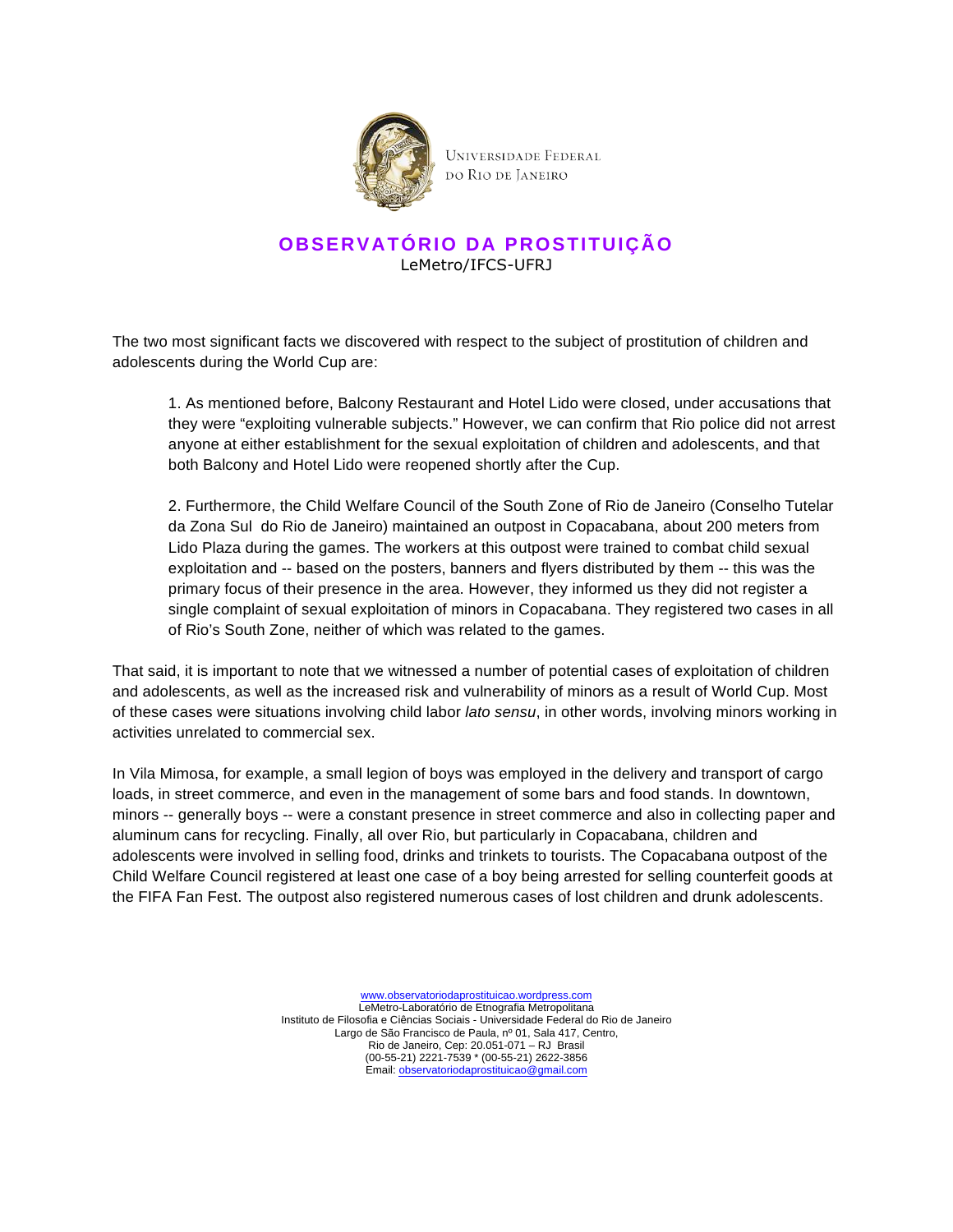UNIVERSIDADE FEDERAL DO RIO DE JANEIRO

# OBSERVATÓRIO DA PROSTITUIÇÃO

LeMetro/IFCS-UFRJ

The two most significant facts we discovered with respect to the subject of prostitution of children and adolescents during the World Cup are:

> 1. As mentioned before, Balcony Restaurant and Hotel Lido were closed, under accusations that they were "exploiting vulnerable subjects." However, we can confirm that Rio police did not arrest anyone at either establishment for the sexual exploitation of children and adolescents, and that both Balcony and Hotel Lido were reopened shortly after the Cup.
>
> 2. Furthermore, the Child Welfare Council of the South Zone of Rio de Janeiro (Conselho Tutelar da Zona Sul do Rio de Janeiro) maintained an outpost in Copacabana, about 200 meters from Lido Plaza during the games. The workers at this outpost were trained to combat child sexual exploitation and -- based on the posters, banners and flyers distributed by them -- this was the primary focus of their presence in the area. However, they informed us they did not register a single complaint of sexual exploitation of minors in Copacabana. They registered two cases in all of Rio's South Zone, neither of which was related to the games.

That said, it is important to note that we witnessed a number of potential cases of exploitation of children and adolescents, as well as the increased risk and vulnerability of minors as a result of World Cup. Most of these cases were situations involving child labor *lato sensu*, in other words, involving minors working in activities unrelated to commercial sex.

In Vila Mimosa, for example, a small legion of boys was employed in the delivery and transport of cargo loads, in street commerce, and even in the management of some bars and food stands. In downtown, minors -- generally boys -- were a constant presence in street commerce and also in collecting paper and aluminum cans for recycling. Finally, all over Rio, but particularly in Copacabana, children and adolescents were involved in selling food, drinks and trinkets to tourists. The Copacabana outpost of the Child Welfare Council registered at least one case of a boy being arrested for selling counterfeit goods at the FIFA Fan Fest. The outpost also registered numerous cases of lost children and drunk adolescents.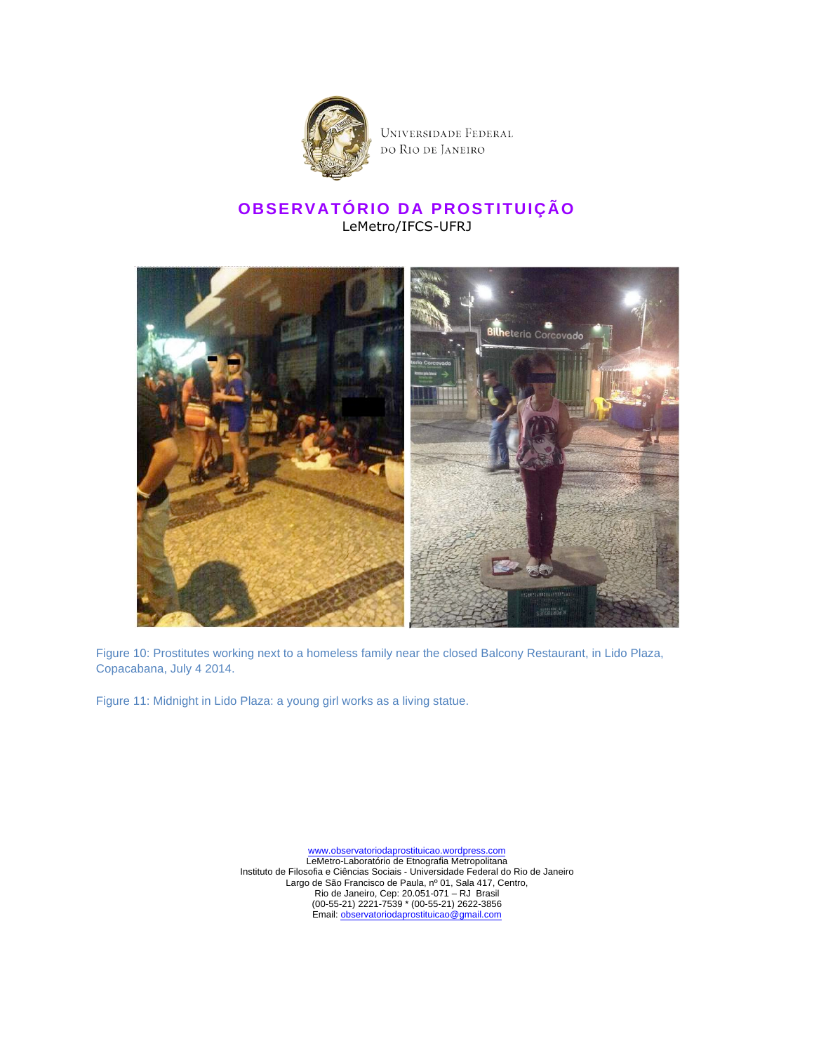Figure 10: Prostitutes working next to a homeless family near the closed Balcony Restaurant, in Lido Plaza, Copacabana, July 4 2014.

Figure 11: Midnight in Lido Plaza: a young girl works as a living statue.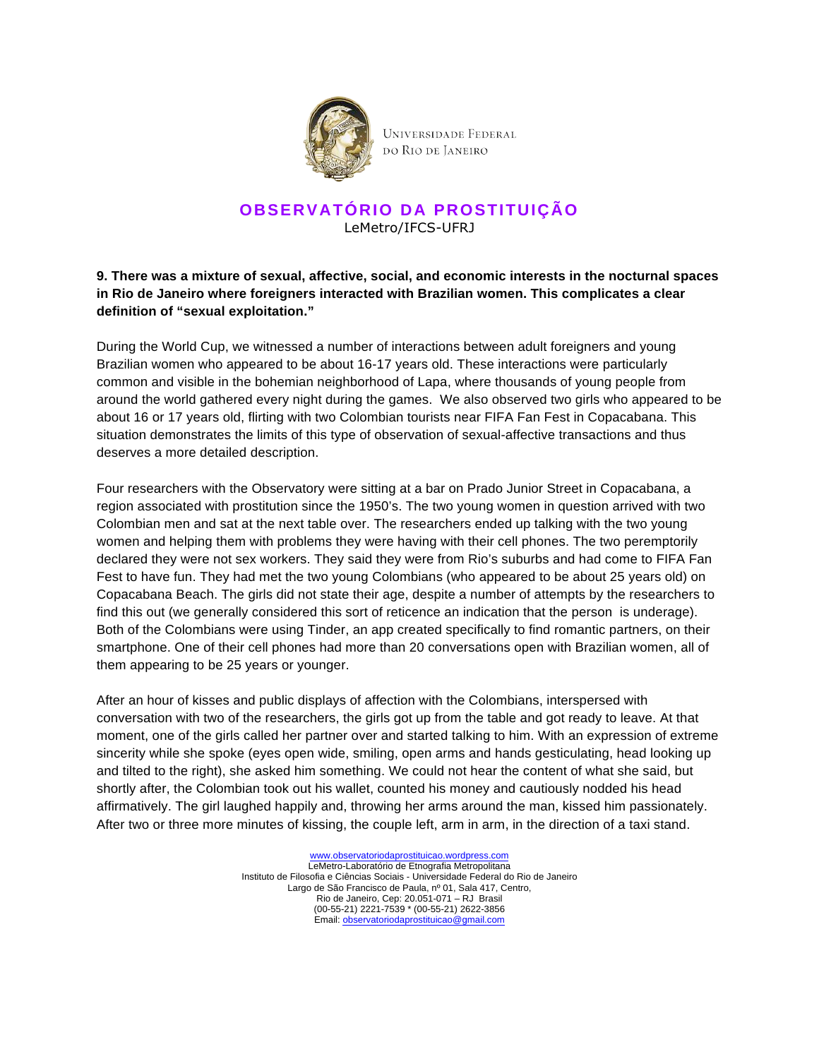**9. There was a mixture of sexual, affective, social, and economic interests in the nocturnal spaces in Rio de Janeiro where foreigners interacted with Brazilian women. This complicates a clear definition of "sexual exploitation."**

During the World Cup, we witnessed a number of interactions between adult foreigners and young Brazilian women who appeared to be about 16-17 years old. These interactions were particularly common and visible in the bohemian neighborhood of Lapa, where thousands of young people from around the world gathered every night during the games. We also observed two girls who appeared to be about 16 or 17 years old, flirting with two Colombian tourists near FIFA Fan Fest in Copacabana. This situation demonstrates the limits of this type of observation of sexual-affective transactions and thus deserves a more detailed description.

Four researchers with the Observatory were sitting at a bar on Prado Junior Street in Copacabana, a region associated with prostitution since the 1950's. The two young women in question arrived with two Colombian men and sat at the next table over. The researchers ended up talking with the two young women and helping them with problems they were having with their cell phones. The two peremptorily declared they were not sex workers. They said they were from Rio's suburbs and had come to FIFA Fan Fest to have fun. They had met the two young Colombians (who appeared to be about 25 years old) on Copacabana Beach. The girls did not state their age, despite a number of attempts by the researchers to find this out (we generally considered this sort of reticence an indication that the person is underage). Both of the Colombians were using Tinder, an app created specifically to find romantic partners, on their smartphone. One of their cell phones had more than 20 conversations open with Brazilian women, all of them appearing to be 25 years or younger.

After an hour of kisses and public displays of affection with the Colombians, interspersed with conversation with two of the researchers, the girls got up from the table and got ready to leave. At that moment, one of the girls called her partner over and started talking to him. With an expression of extreme sincerity while she spoke (eyes open wide, smiling, open arms and hands gesticulating, head looking up and tilted to the right), she asked him something. We could not hear the content of what she said, but shortly after, the Colombian took out his wallet, counted his money and cautiously nodded his head affirmatively. The girl laughed happily and, throwing her arms around the man, kissed him passionately. After two or three more minutes of kissing, the couple left, arm in arm, in the direction of a taxi stand.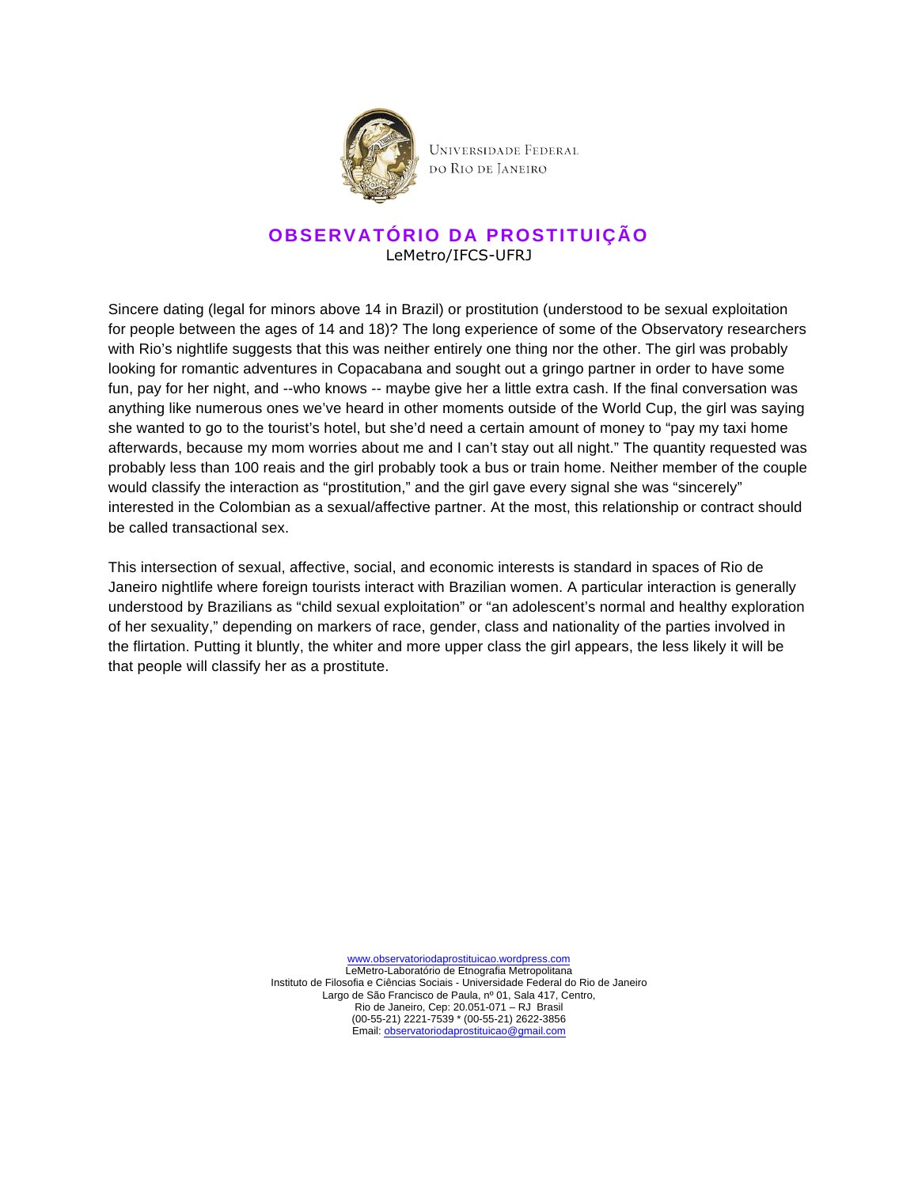Sincere dating (legal for minors above 14 in Brazil) or prostitution (understood to be sexual exploitation for people between the ages of 14 and 18)? The long experience of some of the Observatory researchers with Rio's nightlife suggests that this was neither entirely one thing nor the other. The girl was probably looking for romantic adventures in Copacabana and sought out a gringo partner in order to have some fun, pay for her night, and --who knows -- maybe give her a little extra cash. If the final conversation was anything like numerous ones we've heard in other moments outside of the World Cup, the girl was saying she wanted to go to the tourist's hotel, but she'd need a certain amount of money to "pay my taxi home afterwards, because my mom worries about me and I can't stay out all night." The quantity requested was probably less than 100 reais and the girl probably took a bus or train home. Neither member of the couple would classify the interaction as "prostitution," and the girl gave every signal she was "sincerely" interested in the Colombian as a sexual/affective partner. At the most, this relationship or contract should be called transactional sex.

This intersection of sexual, affective, social, and economic interests is standard in spaces of Rio de Janeiro nightlife where foreign tourists interact with Brazilian women. A particular interaction is generally understood by Brazilians as "child sexual exploitation" or "an adolescent's normal and healthy exploration of her sexuality," depending on markers of race, gender, class and nationality of the parties involved in the flirtation. Putting it bluntly, the whiter and more upper class the girl appears, the less likely it will be that people will classify her as a prostitute.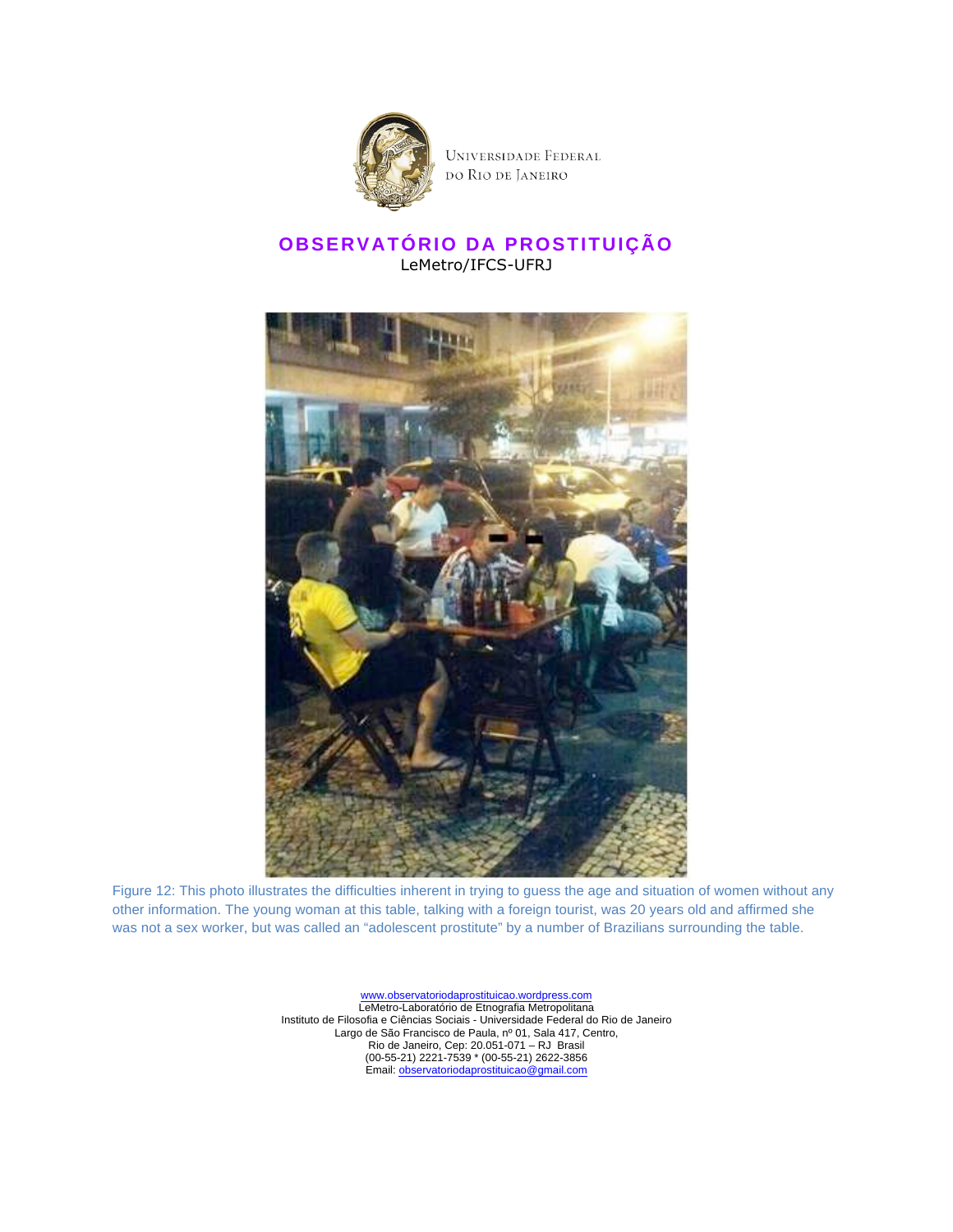Universidade Federal do Rio de Janeiro

**OBSERVATÓRIO DA PROSTITUIÇÃO**
LeMetro/IFCS-UFRJ

Figure 12: This photo illustrates the difficulties inherent in trying to guess the age and situation of women without any other information. The young woman at this table, talking with a foreign tourist, was 20 years old and affirmed she was not a sex worker, but was called an "adolescent prostitute" by a number of Brazilians surrounding the table.

www.observatoriodaprostituicao.wordpress.com
LeMetro-Laboratório de Etnografia Metropolitana
Instituto de Filosofia e Ciências Sociais - Universidade Federal do Rio de Janeiro
Largo de São Francisco de Paula, nº 01, Sala 417, Centro,
Rio de Janeiro, Cep: 20.051-071 – RJ Brasil
(00-55-21) 2221-7539 * (00-55-21) 2622-3856
Email: observatoriodaprostituicao@gmail.com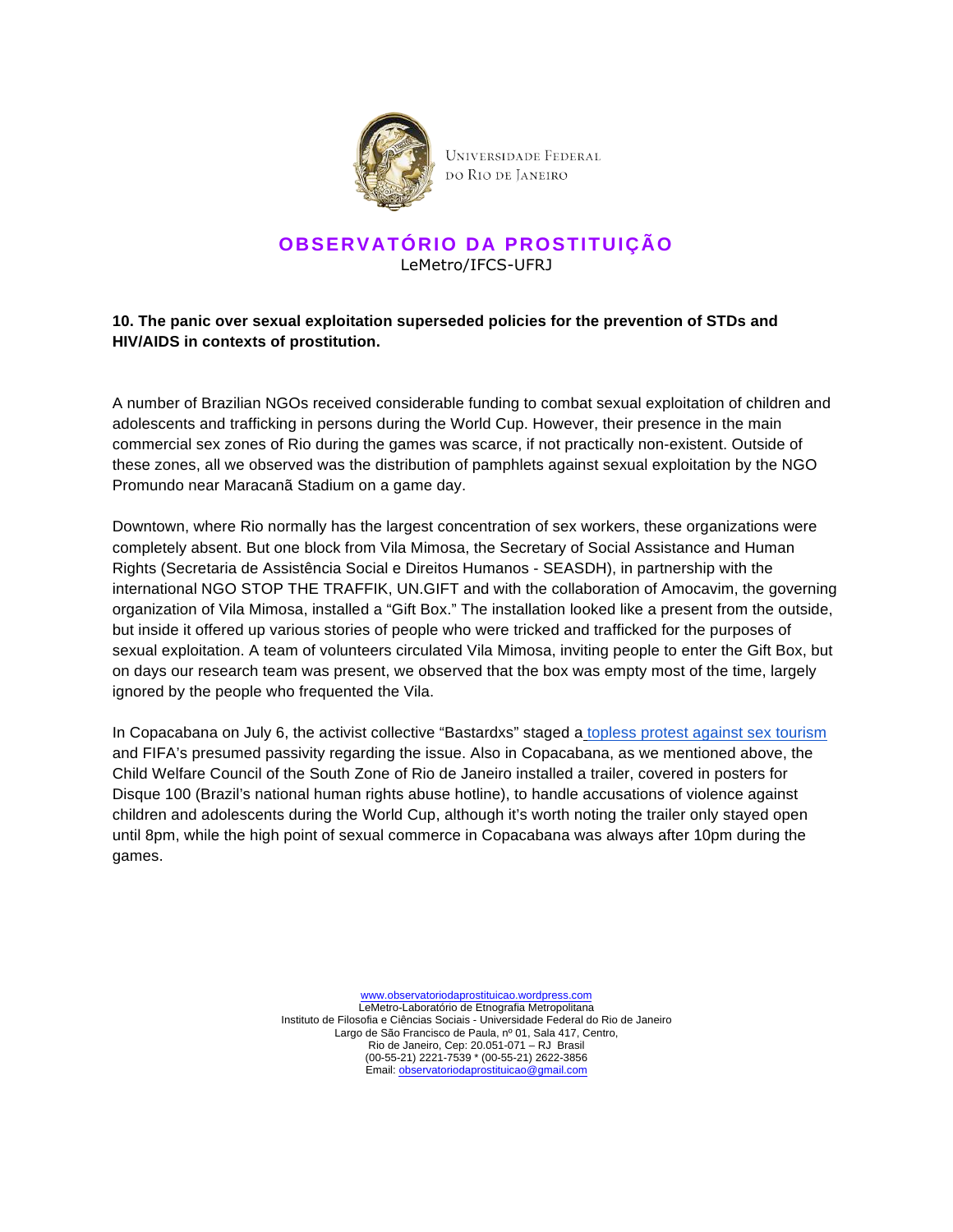**10. The panic over sexual exploitation superseded policies for the prevention of STDs and HIV/AIDS in contexts of prostitution.**

A number of Brazilian NGOs received considerable funding to combat sexual exploitation of children and adolescents and trafficking in persons during the World Cup. However, their presence in the main commercial sex zones of Rio during the games was scarce, if not practically non-existent. Outside of these zones, all we observed was the distribution of pamphlets against sexual exploitation by the NGO Promundo near Maracanã Stadium on a game day.

Downtown, where Rio normally has the largest concentration of sex workers, these organizations were completely absent. But one block from Vila Mimosa, the Secretary of Social Assistance and Human Rights (Secretaria de Assistência Social e Direitos Humanos - SEASDH), in partnership with the international NGO STOP THE TRAFFIK, UN.GIFT and with the collaboration of Amocavim, the governing organization of Vila Mimosa, installed a "Gift Box." The installation looked like a present from the outside, but inside it offered up various stories of people who were tricked and trafficked for the purposes of sexual exploitation. A team of volunteers circulated Vila Mimosa, inviting people to enter the Gift Box, but on days our research team was present, we observed that the box was empty most of the time, largely ignored by the people who frequented the Vila.

In Copacabana on July 6, the activist collective "Bastardxs" staged a topless protest against sex tourism and FIFA's presumed passivity regarding the issue. Also in Copacabana, as we mentioned above, the Child Welfare Council of the South Zone of Rio de Janeiro installed a trailer, covered in posters for Disque 100 (Brazil's national human rights abuse hotline), to handle accusations of violence against children and adolescents during the World Cup, although it's worth noting the trailer only stayed open until 8pm, while the high point of sexual commerce in Copacabana was always after 10pm during the games.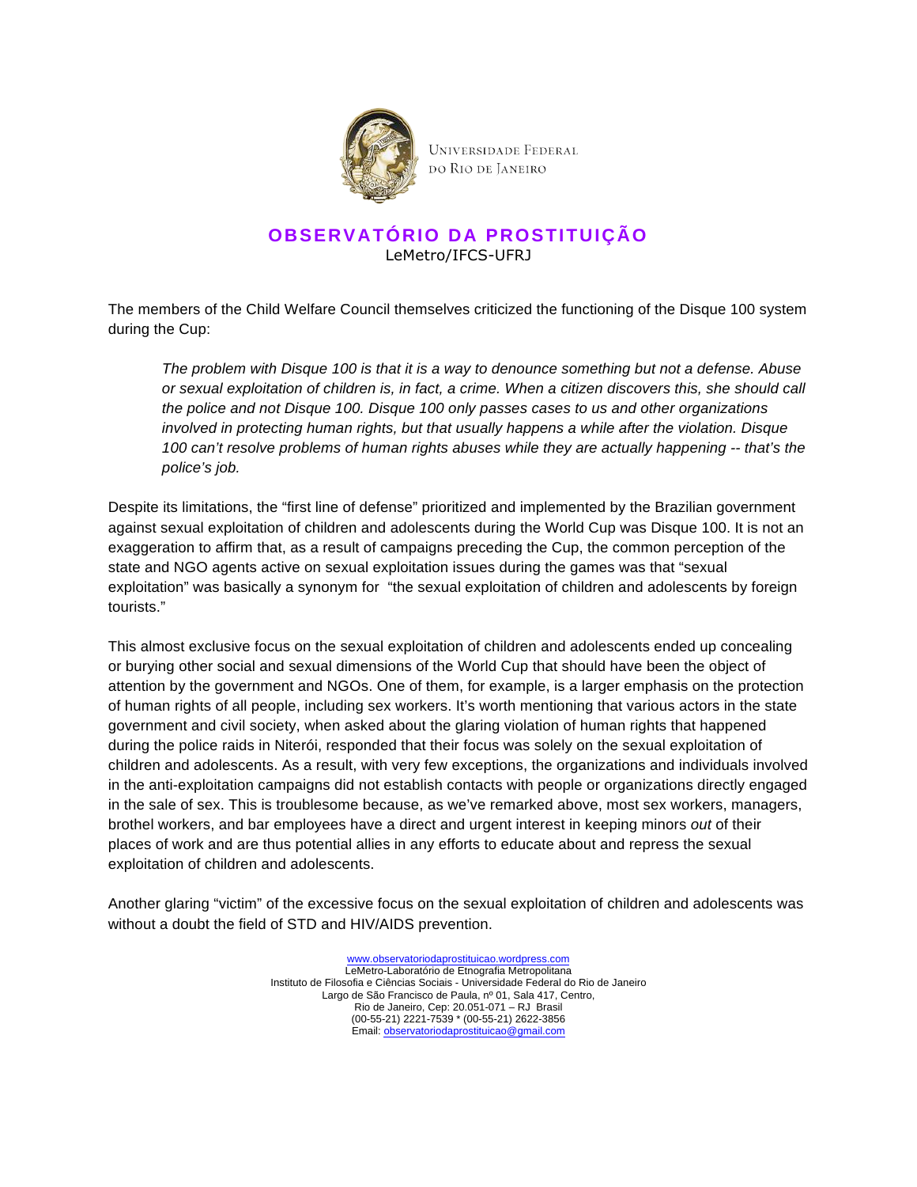The members of the Child Welfare Council themselves criticized the functioning of the Disque 100 system during the Cup:

> *The problem with Disque 100 is that it is a way to denounce something but not a defense. Abuse or sexual exploitation of children is, in fact, a crime. When a citizen discovers this, she should call the police and not Disque 100. Disque 100 only passes cases to us and other organizations involved in protecting human rights, but that usually happens a while after the violation. Disque 100 can't resolve problems of human rights abuses while they are actually happening -- that's the police's job.*

Despite its limitations, the "first line of defense" prioritized and implemented by the Brazilian government against sexual exploitation of children and adolescents during the World Cup was Disque 100. It is not an exaggeration to affirm that, as a result of campaigns preceding the Cup, the common perception of the state and NGO agents active on sexual exploitation issues during the games was that "sexual exploitation" was basically a synonym for "the sexual exploitation of children and adolescents by foreign tourists."

This almost exclusive focus on the sexual exploitation of children and adolescents ended up concealing or burying other social and sexual dimensions of the World Cup that should have been the object of attention by the government and NGOs. One of them, for example, is a larger emphasis on the protection of human rights of all people, including sex workers. It's worth mentioning that various actors in the state government and civil society, when asked about the glaring violation of human rights that happened during the police raids in Niterói, responded that their focus was solely on the sexual exploitation of children and adolescents. As a result, with very few exceptions, the organizations and individuals involved in the anti-exploitation campaigns did not establish contacts with people or organizations directly engaged in the sale of sex. This is troublesome because, as we've remarked above, most sex workers, managers, brothel workers, and bar employees have a direct and urgent interest in keeping minors *out* of their places of work and are thus potential allies in any efforts to educate about and repress the sexual exploitation of children and adolescents.

Another glaring "victim" of the excessive focus on the sexual exploitation of children and adolescents was without a doubt the field of STD and HIV/AIDS prevention.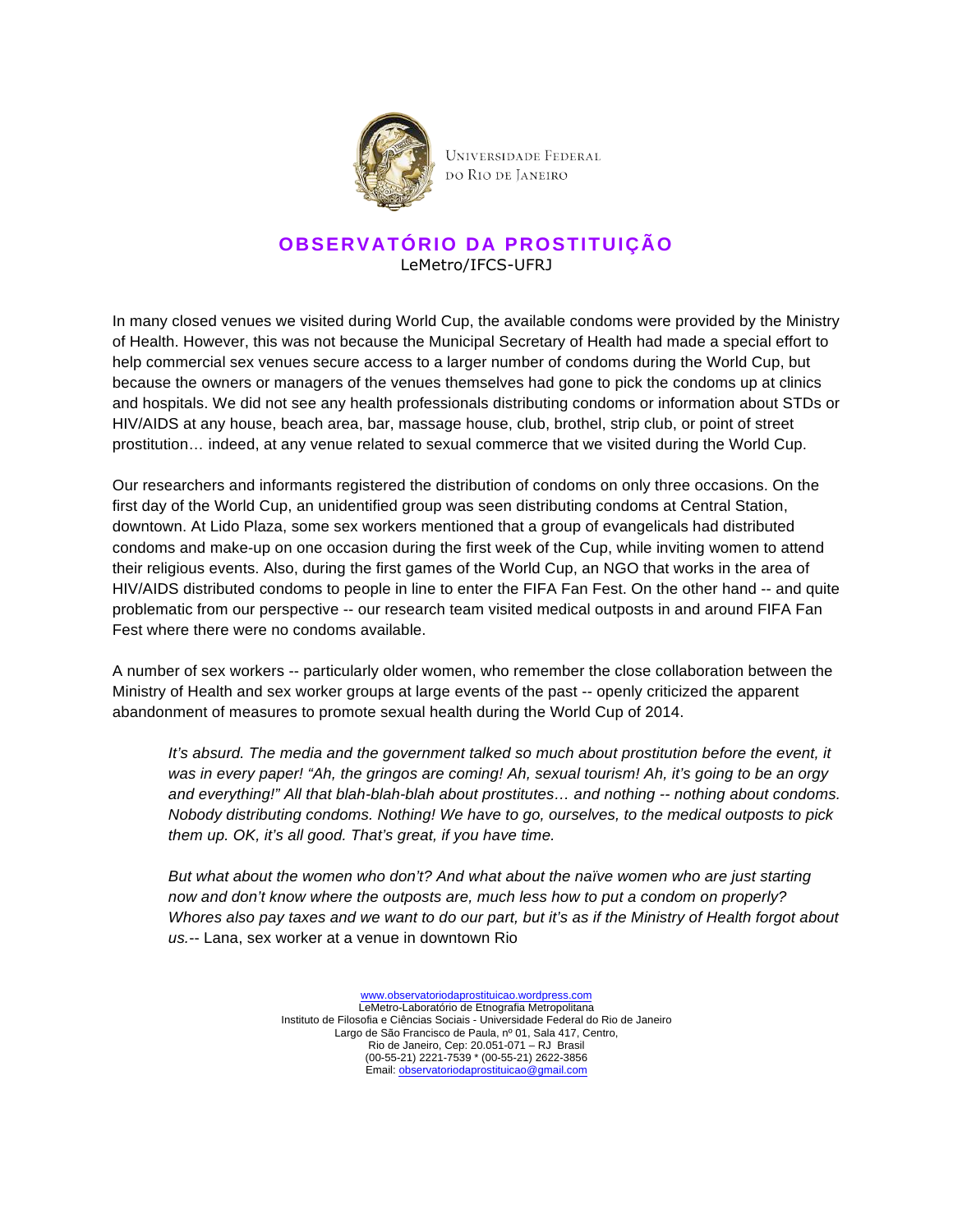In many closed venues we visited during World Cup, the available condoms were provided by the Ministry of Health. However, this was not because the Municipal Secretary of Health had made a special effort to help commercial sex venues secure access to a larger number of condoms during the World Cup, but because the owners or managers of the venues themselves had gone to pick the condoms up at clinics and hospitals. We did not see any health professionals distributing condoms or information about STDs or HIV/AIDS at any house, beach area, bar, massage house, club, brothel, strip club, or point of street prostitution… indeed, at any venue related to sexual commerce that we visited during the World Cup.

Our researchers and informants registered the distribution of condoms on only three occasions. On the first day of the World Cup, an unidentified group was seen distributing condoms at Central Station, downtown. At Lido Plaza, some sex workers mentioned that a group of evangelicals had distributed condoms and make-up on one occasion during the first week of the Cup, while inviting women to attend their religious events. Also, during the first games of the World Cup, an NGO that works in the area of HIV/AIDS distributed condoms to people in line to enter the FIFA Fan Fest. On the other hand -- and quite problematic from our perspective -- our research team visited medical outposts in and around FIFA Fan Fest where there were no condoms available.

A number of sex workers -- particularly older women, who remember the close collaboration between the Ministry of Health and sex worker groups at large events of the past -- openly criticized the apparent abandonment of measures to promote sexual health during the World Cup of 2014.

> *It's absurd. The media and the government talked so much about prostitution before the event, it was in every paper! "Ah, the gringos are coming! Ah, sexual tourism! Ah, it's going to be an orgy and everything!" All that blah-blah-blah about prostitutes… and nothing -- nothing about condoms. Nobody distributing condoms. Nothing! We have to go, ourselves, to the medical outposts to pick them up. OK, it's all good. That's great, if you have time.*
>
> *But what about the women who don't? And what about the naïve women who are just starting now and don't know where the outposts are, much less how to put a condom on properly? Whores also pay taxes and we want to do our part, but it's as if the Ministry of Health forgot about us.*-- Lana, sex worker at a venue in downtown Rio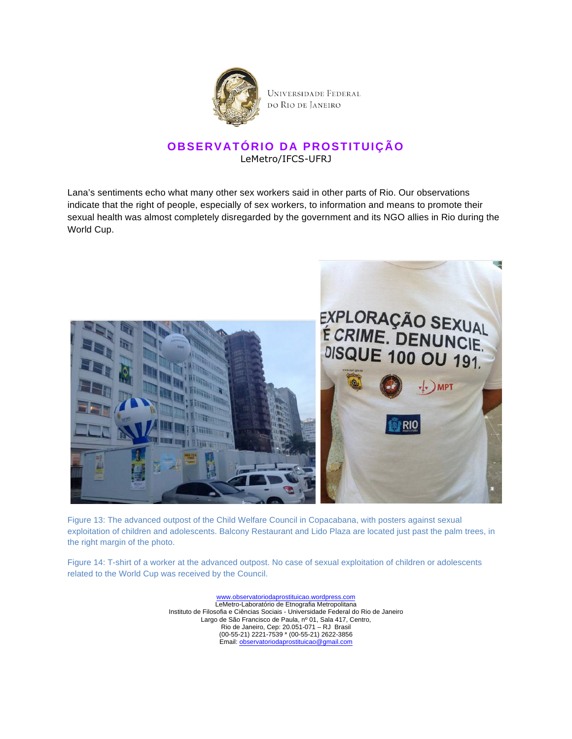Lana's sentiments echo what many other sex workers said in other parts of Rio. Our observations indicate that the right of people, especially of sex workers, to information and means to promote their sexual health was almost completely disregarded by the government and its NGO allies in Rio during the World Cup.

Figure 13: The advanced outpost of the Child Welfare Council in Copacabana, with posters against sexual exploitation of children and adolescents. Balcony Restaurant and Lido Plaza are located just past the palm trees, in the right margin of the photo.

Figure 14: T-shirt of a worker at the advanced outpost. No case of sexual exploitation of children or adolescents related to the World Cup was received by the Council.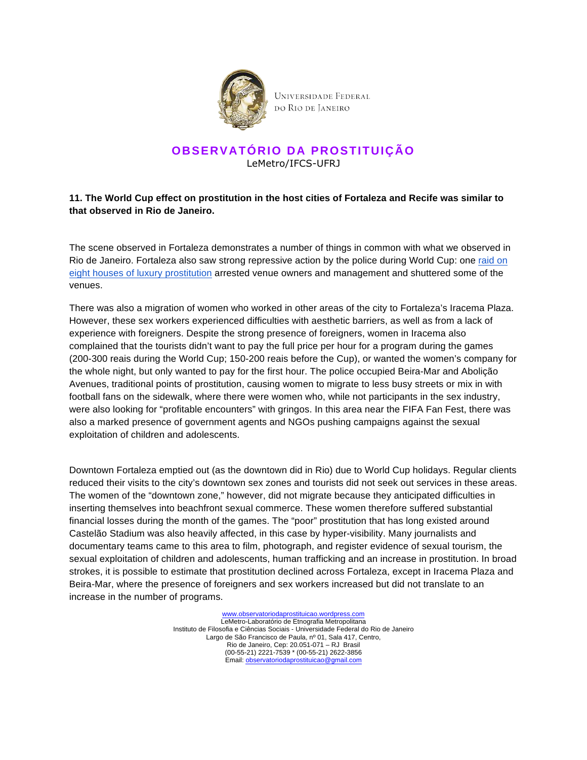**11. The World Cup effect on prostitution in the host cities of Fortaleza and Recife was similar to that observed in Rio de Janeiro.**

The scene observed in Fortaleza demonstrates a number of things in common with what we observed in Rio de Janeiro. Fortaleza also saw strong repressive action by the police during World Cup: one raid on eight houses of luxury prostitution arrested venue owners and management and shuttered some of the venues.

There was also a migration of women who worked in other areas of the city to Fortaleza's Iracema Plaza. However, these sex workers experienced difficulties with aesthetic barriers, as well as from a lack of experience with foreigners. Despite the strong presence of foreigners, women in Iracema also complained that the tourists didn't want to pay the full price per hour for a program during the games (200-300 reais during the World Cup; 150-200 reais before the Cup), or wanted the women's company for the whole night, but only wanted to pay for the first hour. The police occupied Beira-Mar and Abolição Avenues, traditional points of prostitution, causing women to migrate to less busy streets or mix in with football fans on the sidewalk, where there were women who, while not participants in the sex industry, were also looking for "profitable encounters" with gringos. In this area near the FIFA Fan Fest, there was also a marked presence of government agents and NGOs pushing campaigns against the sexual exploitation of children and adolescents.

Downtown Fortaleza emptied out (as the downtown did in Rio) due to World Cup holidays. Regular clients reduced their visits to the city's downtown sex zones and tourists did not seek out services in these areas. The women of the "downtown zone," however, did not migrate because they anticipated difficulties in inserting themselves into beachfront sexual commerce. These women therefore suffered substantial financial losses during the month of the games. The "poor" prostitution that has long existed around Castelão Stadium was also heavily affected, in this case by hyper-visibility. Many journalists and documentary teams came to this area to film, photograph, and register evidence of sexual tourism, the sexual exploitation of children and adolescents, human trafficking and an increase in prostitution. In broad strokes, it is possible to estimate that prostitution declined across Fortaleza, except in Iracema Plaza and Beira-Mar, where the presence of foreigners and sex workers increased but did not translate to an increase in the number of programs.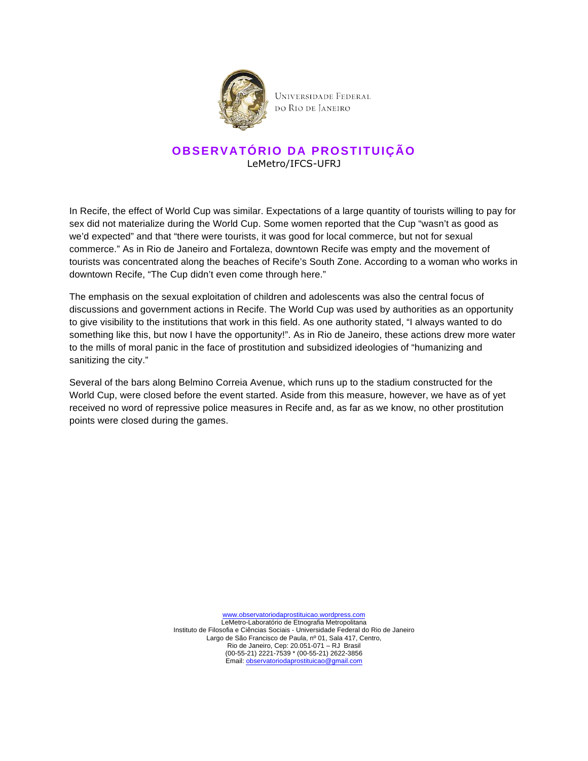In Recife, the effect of World Cup was similar. Expectations of a large quantity of tourists willing to pay for sex did not materialize during the World Cup. Some women reported that the Cup "wasn't as good as we'd expected" and that "there were tourists, it was good for local commerce, but not for sexual commerce." As in Rio de Janeiro and Fortaleza, downtown Recife was empty and the movement of tourists was concentrated along the beaches of Recife's South Zone. According to a woman who works in downtown Recife, "The Cup didn't even come through here."

The emphasis on the sexual exploitation of children and adolescents was also the central focus of discussions and government actions in Recife. The World Cup was used by authorities as an opportunity to give visibility to the institutions that work in this field. As one authority stated, "I always wanted to do something like this, but now I have the opportunity!". As in Rio de Janeiro, these actions drew more water to the mills of moral panic in the face of prostitution and subsidized ideologies of "humanizing and sanitizing the city."

Several of the bars along Belmino Correia Avenue, which runs up to the stadium constructed for the World Cup, were closed before the event started. Aside from this measure, however, we have as of yet received no word of repressive police measures in Recife and, as far as we know, no other prostitution points were closed during the games.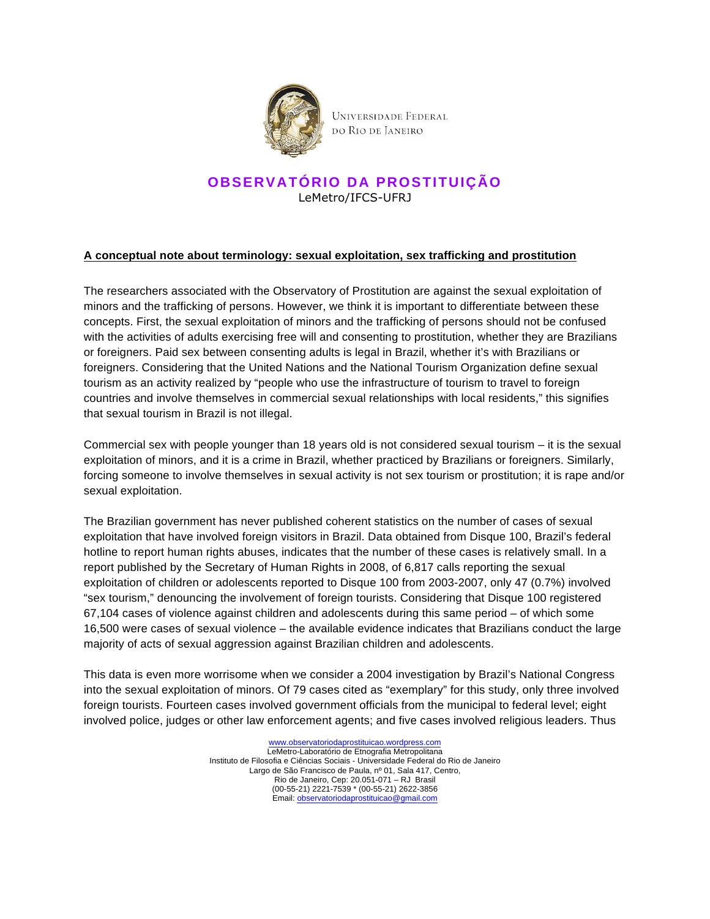UNIVERSIDADE FEDERAL DO RIO DE JANEIRO

## OBSERVATÓRIO DA PROSTITUIÇÃO

LeMetro/IFCS-UFRJ

**A conceptual note about terminology: sexual exploitation, sex trafficking and prostitution**

The researchers associated with the Observatory of Prostitution are against the sexual exploitation of minors and the trafficking of persons. However, we think it is important to differentiate between these concepts. First, the sexual exploitation of minors and the trafficking of persons should not be confused with the activities of adults exercising free will and consenting to prostitution, whether they are Brazilians or foreigners. Paid sex between consenting adults is legal in Brazil, whether it's with Brazilians or foreigners. Considering that the United Nations and the National Tourism Organization define sexual tourism as an activity realized by "people who use the infrastructure of tourism to travel to foreign countries and involve themselves in commercial sexual relationships with local residents," this signifies that sexual tourism in Brazil is not illegal.

Commercial sex with people younger than 18 years old is not considered sexual tourism – it is the sexual exploitation of minors, and it is a crime in Brazil, whether practiced by Brazilians or foreigners. Similarly, forcing someone to involve themselves in sexual activity is not sex tourism or prostitution; it is rape and/or sexual exploitation.

The Brazilian government has never published coherent statistics on the number of cases of sexual exploitation that have involved foreign visitors in Brazil. Data obtained from Disque 100, Brazil's federal hotline to report human rights abuses, indicates that the number of these cases is relatively small. In a report published by the Secretary of Human Rights in 2008, of 6,817 calls reporting the sexual exploitation of children or adolescents reported to Disque 100 from 2003-2007, only 47 (0.7%) involved "sex tourism," denouncing the involvement of foreign tourists. Considering that Disque 100 registered 67,104 cases of violence against children and adolescents during this same period – of which some 16,500 were cases of sexual violence – the available evidence indicates that Brazilians conduct the large majority of acts of sexual aggression against Brazilian children and adolescents.

This data is even more worrisome when we consider a 2004 investigation by Brazil's National Congress into the sexual exploitation of minors. Of 79 cases cited as "exemplary" for this study, only three involved foreign tourists. Fourteen cases involved government officials from the municipal to federal level; eight involved police, judges or other law enforcement agents; and five cases involved religious leaders. Thus

www.observatoriodaprostituicao.wordpress.com
LeMetro-Laboratório de Etnografia Metropolitana
Instituto de Filosofia e Ciências Sociais - Universidade Federal do Rio de Janeiro
Largo de São Francisco de Paula, nº 01, Sala 417, Centro,
Rio de Janeiro, Cep: 20.051-071 – RJ Brasil
(00-55-21) 2221-7539 * (00-55-21) 2622-3856
Email: observatoriodaprostituicao@gmail.com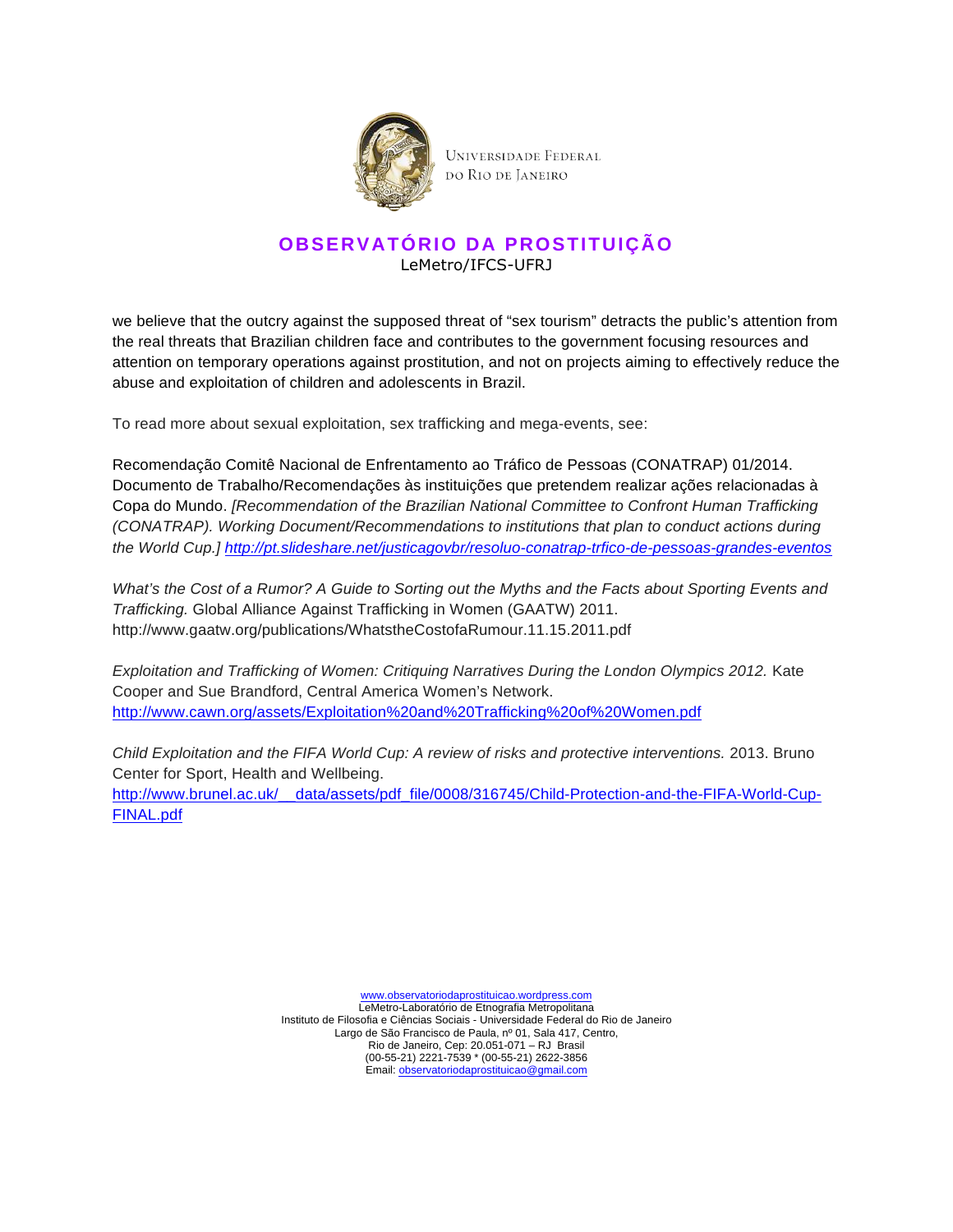we believe that the outcry against the supposed threat of "sex tourism" detracts the public's attention from the real threats that Brazilian children face and contributes to the government focusing resources and attention on temporary operations against prostitution, and not on projects aiming to effectively reduce the abuse and exploitation of children and adolescents in Brazil.

To read more about sexual exploitation, sex trafficking and mega-events, see:

Recomendação Comitê Nacional de Enfrentamento ao Tráfico de Pessoas (CONATRAP) 01/2014. Documento de Trabalho/Recomendações às instituições que pretendem realizar ações relacionadas à Copa do Mundo. *[Recommendation of the Brazilian National Committee to Confront Human Trafficking (CONATRAP). Working Document/Recommendations to institutions that plan to conduct actions during the World Cup.] http://pt.slideshare.net/justicagovbr/resoluo-conatrap-trfico-de-pessoas-grandes-eventos*

*What's the Cost of a Rumor? A Guide to Sorting out the Myths and the Facts about Sporting Events and Trafficking.* Global Alliance Against Trafficking in Women (GAATW) 2011. http://www.gaatw.org/publications/WhatstheCostofaRumour.11.15.2011.pdf

*Exploitation and Trafficking of Women: Critiquing Narratives During the London Olympics 2012.* Kate Cooper and Sue Brandford, Central America Women's Network. http://www.cawn.org/assets/Exploitation%20and%20Trafficking%20of%20Women.pdf

*Child Exploitation and the FIFA World Cup: A review of risks and protective interventions.* 2013. Bruno Center for Sport, Health and Wellbeing. http://www.brunel.ac.uk/__data/assets/pdf_file/0008/316745/Child-Protection-and-the-FIFA-World-Cup-FINAL.pdf